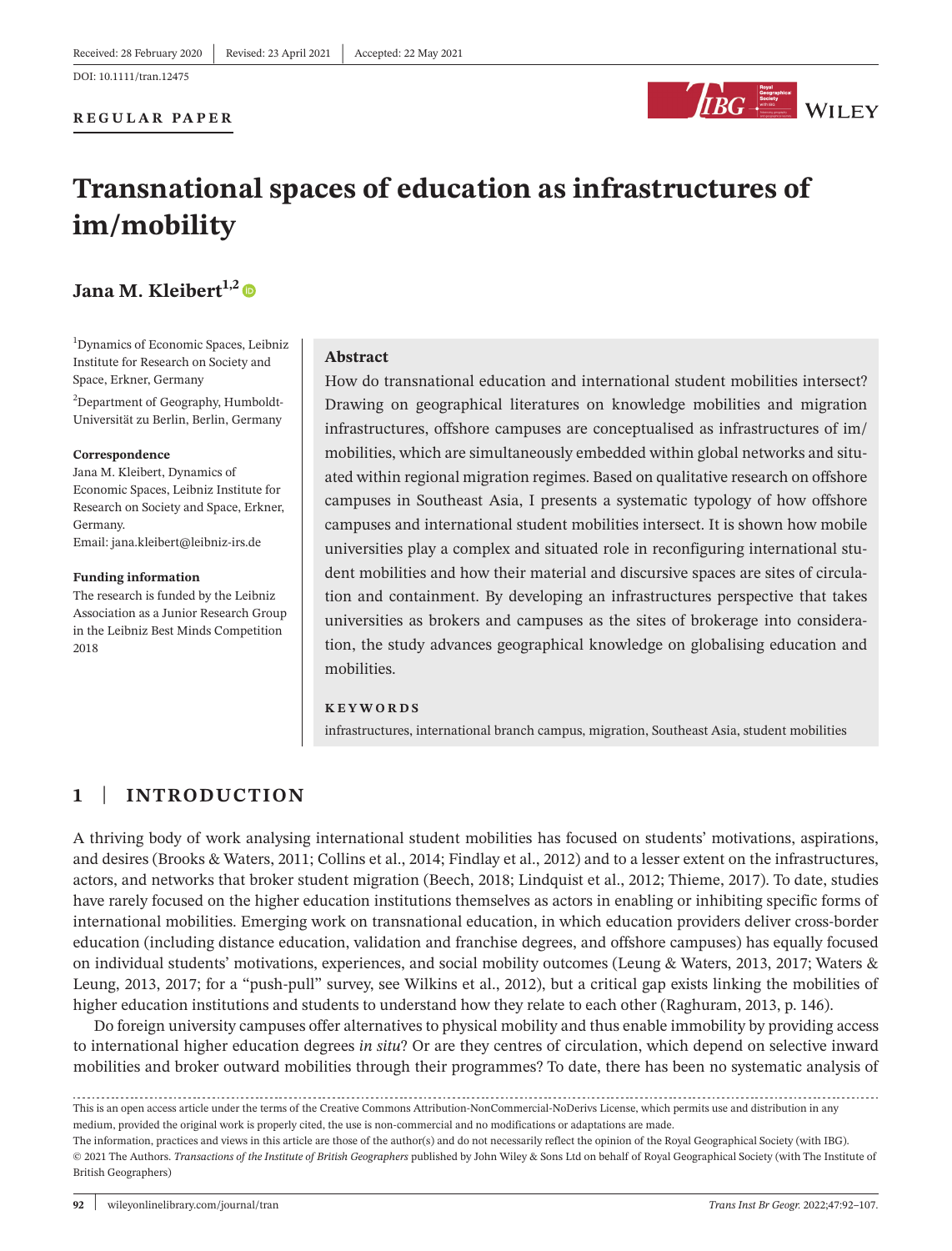Received: 28 February 2020 | Revised: 23 April 2021 | Accepted: 22 May 2021

DOI: 10.1111/tran.12475

**REGULAR PAPER**

# Transnational spaces of education as infrastructures of im/mobility

**Jana M. Kleibert**[1,2]

[1]Dynamics of Economic Spaces, Leibniz Institute for Research on Society and Space, Erkner, Germany

[2]Department of Geography, Humboldt-Universität zu Berlin, Berlin, Germany

**Correspondence**

Jana M. Kleibert, Dynamics of Economic Spaces, Leibniz Institute for Research on Society and Space, Erkner, Germany.
Email: jana.kleibert@leibniz-irs.de

**Funding information**

The research is funded by the Leibniz Association as a Junior Research Group in the Leibniz Best Minds Competition 2018

**Abstract**

How do transnational education and international student mobilities intersect? Drawing on geographical literatures on knowledge mobilities and migration infrastructures, offshore campuses are conceptualised as infrastructures of im/mobilities, which are simultaneously embedded within global networks and situated within regional migration regimes. Based on qualitative research on offshore campuses in Southeast Asia, I presents a systematic typology of how offshore campuses and international student mobilities intersect. It is shown how mobile universities play a complex and situated role in reconfiguring international student mobilities and how their material and discursive spaces are sites of circulation and containment. By developing an infrastructures perspective that takes universities as brokers and campuses as the sites of brokerage into consideration, the study advances geographical knowledge on globalising education and mobilities.

**KEYWORDS**

infrastructures, international branch campus, migration, Southeast Asia, student mobilities

## 1 | INTRODUCTION

A thriving body of work analysing international student mobilities has focused on students' motivations, aspirations, and desires (Brooks & Waters, 2011; Collins et al., 2014; Findlay et al., 2012) and to a lesser extent on the infrastructures, actors, and networks that broker student migration (Beech, 2018; Lindquist et al., 2012; Thieme, 2017). To date, studies have rarely focused on the higher education institutions themselves as actors in enabling or inhibiting specific forms of international mobilities. Emerging work on transnational education, in which education providers deliver cross-border education (including distance education, validation and franchise degrees, and offshore campuses) has equally focused on individual students' motivations, experiences, and social mobility outcomes (Leung & Waters, 2013, 2017; Waters & Leung, 2013, 2017; for a "push-pull" survey, see Wilkins et al., 2012), but a critical gap exists linking the mobilities of higher education institutions and students to understand how they relate to each other (Raghuram, 2013, p. 146).

Do foreign university campuses offer alternatives to physical mobility and thus enable immobility by providing access to international higher education degrees *in situ*? Or are they centres of circulation, which depend on selective inward mobilities and broker outward mobilities through their programmes? To date, there has been no systematic analysis of

This is an open access article under the terms of the Creative Commons Attribution-NonCommercial-NoDerivs License, which permits use and distribution in any medium, provided the original work is properly cited, the use is non-commercial and no modifications or adaptations are made.

The information, practices and views in this article are those of the author(s) and do not necessarily reflect the opinion of the Royal Geographical Society (with IBG).

© 2021 The Authors. *Transactions of the Institute of British Geographers* published by John Wiley & Sons Ltd on behalf of Royal Geographical Society (with The Institute of British Geographers)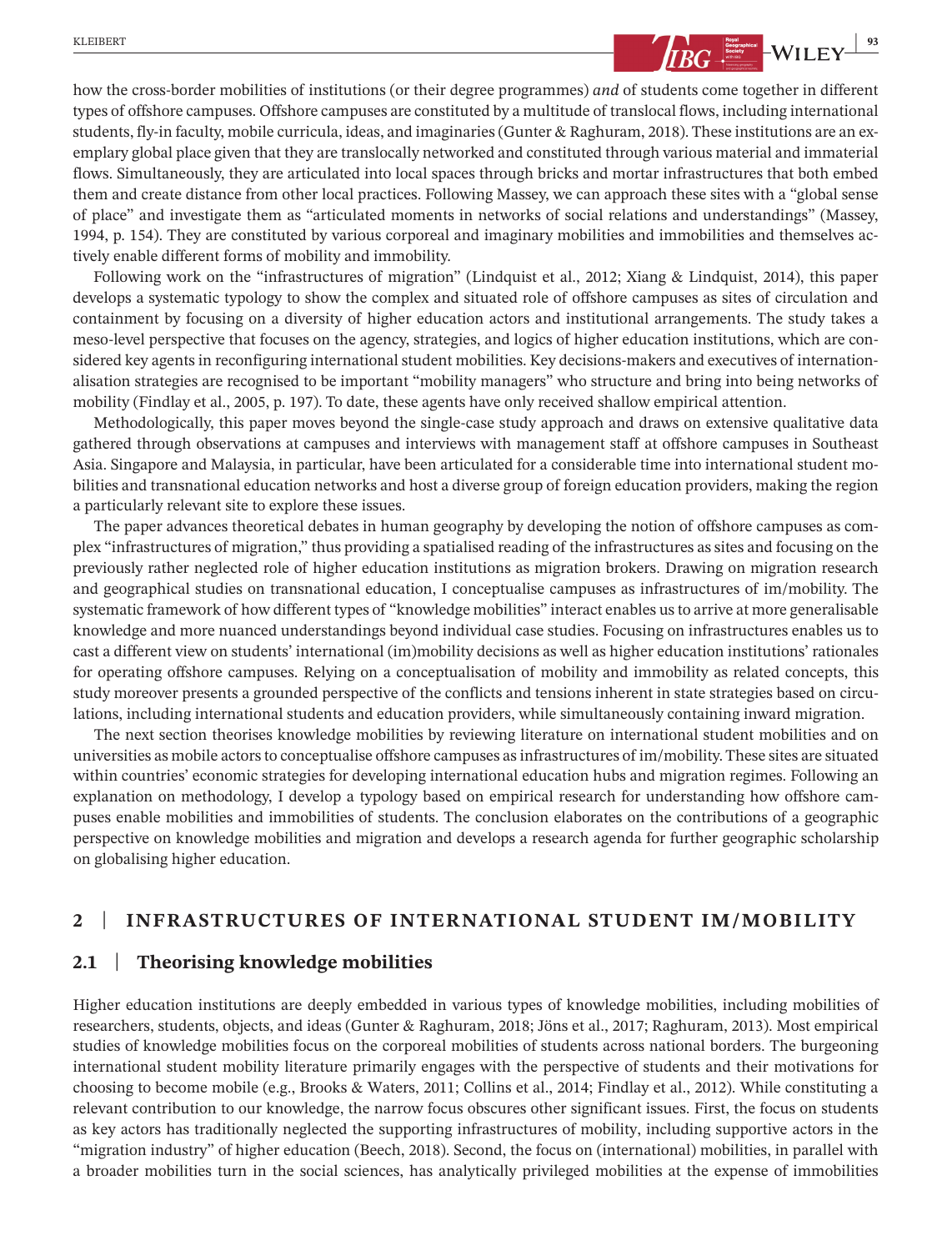how the cross-border mobilities of institutions (or their degree programmes) *and* of students come together in different types of offshore campuses. Offshore campuses are constituted by a multitude of translocal flows, including international students, fly-in faculty, mobile curricula, ideas, and imaginaries (Gunter & Raghuram, 2018). These institutions are an exemplary global place given that they are translocally networked and constituted through various material and immaterial flows. Simultaneously, they are articulated into local spaces through bricks and mortar infrastructures that both embed them and create distance from other local practices. Following Massey, we can approach these sites with a "global sense of place" and investigate them as "articulated moments in networks of social relations and understandings" (Massey, 1994, p. 154). They are constituted by various corporeal and imaginary mobilities and immobilities and themselves actively enable different forms of mobility and immobility.

Following work on the "infrastructures of migration" (Lindquist et al., 2012; Xiang & Lindquist, 2014), this paper develops a systematic typology to show the complex and situated role of offshore campuses as sites of circulation and containment by focusing on a diversity of higher education actors and institutional arrangements. The study takes a meso-level perspective that focuses on the agency, strategies, and logics of higher education institutions, which are considered key agents in reconfiguring international student mobilities. Key decisions-makers and executives of internationalisation strategies are recognised to be important "mobility managers" who structure and bring into being networks of mobility (Findlay et al., 2005, p. 197). To date, these agents have only received shallow empirical attention.

Methodologically, this paper moves beyond the single-case study approach and draws on extensive qualitative data gathered through observations at campuses and interviews with management staff at offshore campuses in Southeast Asia. Singapore and Malaysia, in particular, have been articulated for a considerable time into international student mobilities and transnational education networks and host a diverse group of foreign education providers, making the region a particularly relevant site to explore these issues.

The paper advances theoretical debates in human geography by developing the notion of offshore campuses as complex "infrastructures of migration," thus providing a spatialised reading of the infrastructures as sites and focusing on the previously rather neglected role of higher education institutions as migration brokers. Drawing on migration research and geographical studies on transnational education, I conceptualise campuses as infrastructures of im/mobility. The systematic framework of how different types of "knowledge mobilities" interact enables us to arrive at more generalisable knowledge and more nuanced understandings beyond individual case studies. Focusing on infrastructures enables us to cast a different view on students' international (im)mobility decisions as well as higher education institutions' rationales for operating offshore campuses. Relying on a conceptualisation of mobility and immobility as related concepts, this study moreover presents a grounded perspective of the conflicts and tensions inherent in state strategies based on circulations, including international students and education providers, while simultaneously containing inward migration.

The next section theorises knowledge mobilities by reviewing literature on international student mobilities and on universities as mobile actors to conceptualise offshore campuses as infrastructures of im/mobility. These sites are situated within countries' economic strategies for developing international education hubs and migration regimes. Following an explanation on methodology, I develop a typology based on empirical research for understanding how offshore campuses enable mobilities and immobilities of students. The conclusion elaborates on the contributions of a geographic perspective on knowledge mobilities and migration and develops a research agenda for further geographic scholarship on globalising higher education.

## 2 | INFRASTRUCTURES OF INTERNATIONAL STUDENT IM/MOBILITY

### 2.1 | Theorising knowledge mobilities

Higher education institutions are deeply embedded in various types of knowledge mobilities, including mobilities of researchers, students, objects, and ideas (Gunter & Raghuram, 2018; Jöns et al., 2017; Raghuram, 2013). Most empirical studies of knowledge mobilities focus on the corporeal mobilities of students across national borders. The burgeoning international student mobility literature primarily engages with the perspective of students and their motivations for choosing to become mobile (e.g., Brooks & Waters, 2011; Collins et al., 2014; Findlay et al., 2012). While constituting a relevant contribution to our knowledge, the narrow focus obscures other significant issues. First, the focus on students as key actors has traditionally neglected the supporting infrastructures of mobility, including supportive actors in the "migration industry" of higher education (Beech, 2018). Second, the focus on (international) mobilities, in parallel with a broader mobilities turn in the social sciences, has analytically privileged mobilities at the expense of immobilities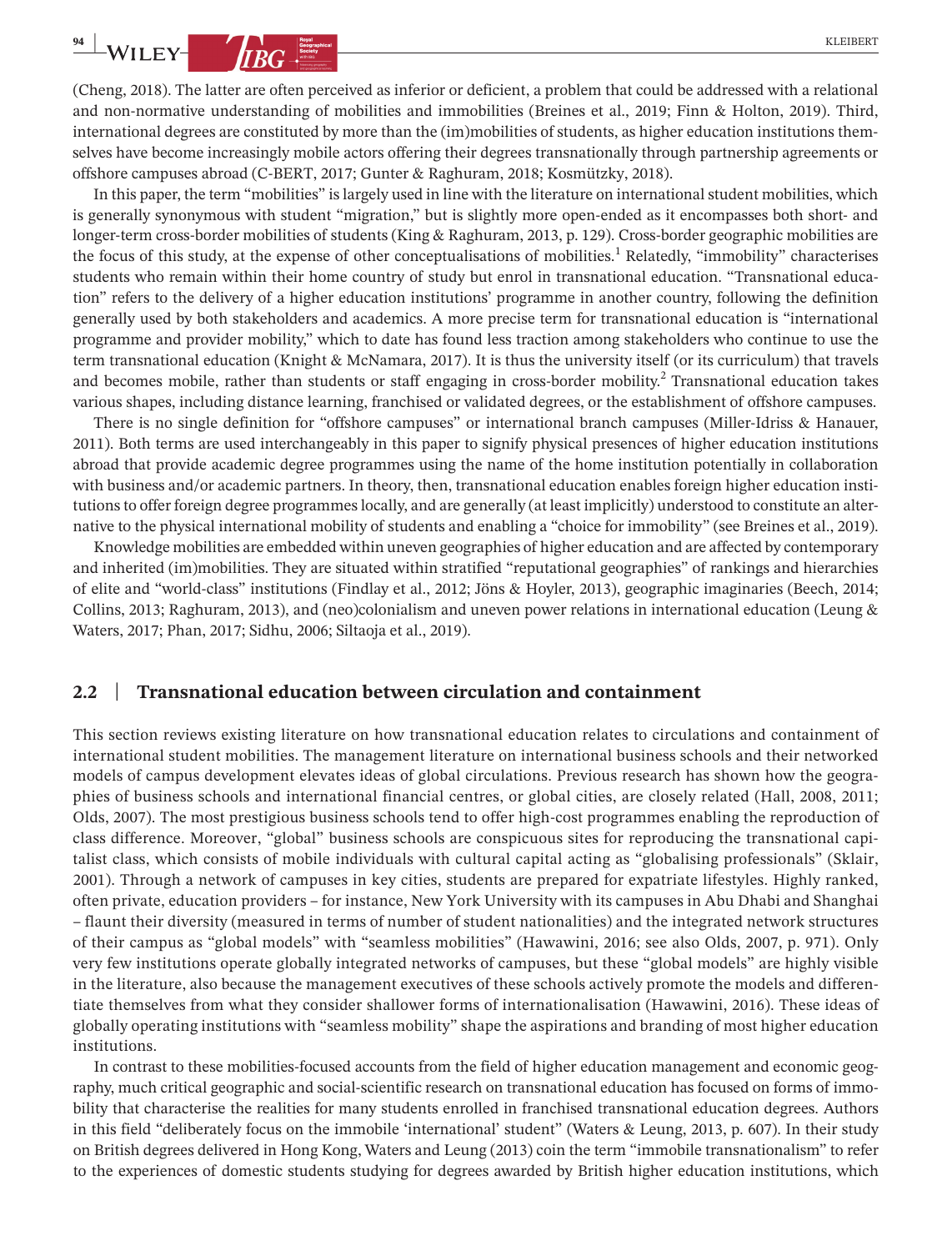(Cheng, 2018). The latter are often perceived as inferior or deficient, a problem that could be addressed with a relational and non-normative understanding of mobilities and immobilities (Breines et al., 2019; Finn & Holton, 2019). Third, international degrees are constituted by more than the (im)mobilities of students, as higher education institutions themselves have become increasingly mobile actors offering their degrees transnationally through partnership agreements or offshore campuses abroad (C-BERT, 2017; Gunter & Raghuram, 2018; Kosmützky, 2018).

In this paper, the term "mobilities" is largely used in line with the literature on international student mobilities, which is generally synonymous with student "migration," but is slightly more open-ended as it encompasses both short- and longer-term cross-border mobilities of students (King & Raghuram, 2013, p. 129). Cross-border geographic mobilities are the focus of this study, at the expense of other conceptualisations of mobilities.[1] Relatedly, "immobility" characterises students who remain within their home country of study but enrol in transnational education. "Transnational education" refers to the delivery of a higher education institutions' programme in another country, following the definition generally used by both stakeholders and academics. A more precise term for transnational education is "international programme and provider mobility," which to date has found less traction among stakeholders who continue to use the term transnational education (Knight & McNamara, 2017). It is thus the university itself (or its curriculum) that travels and becomes mobile, rather than students or staff engaging in cross-border mobility.[2] Transnational education takes various shapes, including distance learning, franchised or validated degrees, or the establishment of offshore campuses.

There is no single definition for "offshore campuses" or international branch campuses (Miller-Idriss & Hanauer, 2011). Both terms are used interchangeably in this paper to signify physical presences of higher education institutions abroad that provide academic degree programmes using the name of the home institution potentially in collaboration with business and/or academic partners. In theory, then, transnational education enables foreign higher education institutions to offer foreign degree programmes locally, and are generally (at least implicitly) understood to constitute an alternative to the physical international mobility of students and enabling a "choice for immobility" (see Breines et al., 2019).

Knowledge mobilities are embedded within uneven geographies of higher education and are affected by contemporary and inherited (im)mobilities. They are situated within stratified "reputational geographies" of rankings and hierarchies of elite and "world-class" institutions (Findlay et al., 2012; Jöns & Hoyler, 2013), geographic imaginaries (Beech, 2014; Collins, 2013; Raghuram, 2013), and (neo)colonialism and uneven power relations in international education (Leung & Waters, 2017; Phan, 2017; Sidhu, 2006; Siltaoja et al., 2019).

## 2.2 | Transnational education between circulation and containment

This section reviews existing literature on how transnational education relates to circulations and containment of international student mobilities. The management literature on international business schools and their networked models of campus development elevates ideas of global circulations. Previous research has shown how the geographies of business schools and international financial centres, or global cities, are closely related (Hall, 2008, 2011; Olds, 2007). The most prestigious business schools tend to offer high-cost programmes enabling the reproduction of class difference. Moreover, "global" business schools are conspicuous sites for reproducing the transnational capitalist class, which consists of mobile individuals with cultural capital acting as "globalising professionals" (Sklair, 2001). Through a network of campuses in key cities, students are prepared for expatriate lifestyles. Highly ranked, often private, education providers – for instance, New York University with its campuses in Abu Dhabi and Shanghai – flaunt their diversity (measured in terms of number of student nationalities) and the integrated network structures of their campus as "global models" with "seamless mobilities" (Hawawini, 2016; see also Olds, 2007, p. 971). Only very few institutions operate globally integrated networks of campuses, but these "global models" are highly visible in the literature, also because the management executives of these schools actively promote the models and differentiate themselves from what they consider shallower forms of internationalisation (Hawawini, 2016). These ideas of globally operating institutions with "seamless mobility" shape the aspirations and branding of most higher education institutions.

In contrast to these mobilities-focused accounts from the field of higher education management and economic geography, much critical geographic and social-scientific research on transnational education has focused on forms of immobility that characterise the realities for many students enrolled in franchised transnational education degrees. Authors in this field "deliberately focus on the immobile 'international' student" (Waters & Leung, 2013, p. 607). In their study on British degrees delivered in Hong Kong, Waters and Leung (2013) coin the term "immobile transnationalism" to refer to the experiences of domestic students studying for degrees awarded by British higher education institutions, which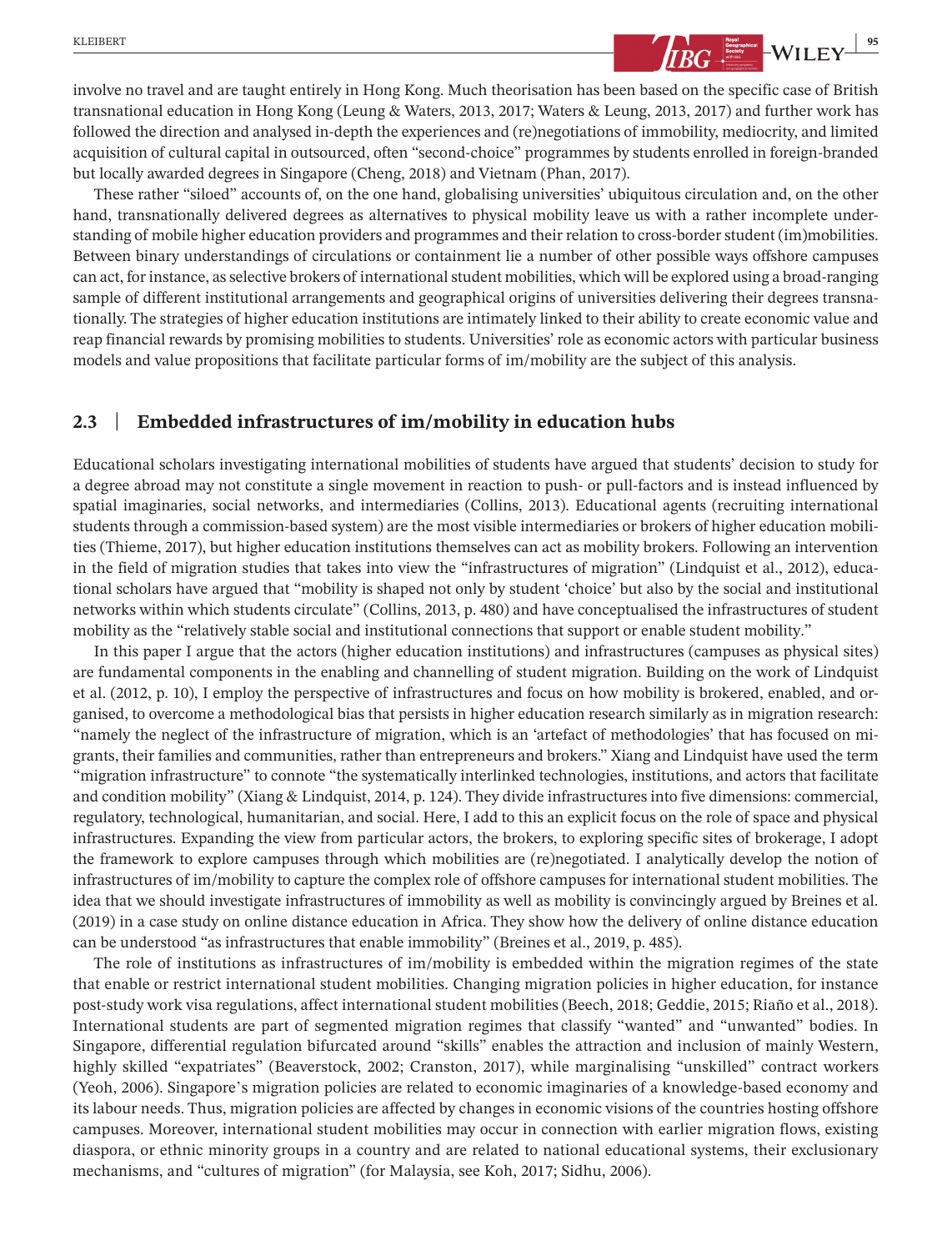involve no travel and are taught entirely in Hong Kong. Much theorisation has been based on the specific case of British transnational education in Hong Kong (Leung & Waters, 2013, 2017; Waters & Leung, 2013, 2017) and further work has followed the direction and analysed in-depth the experiences and (re)negotiations of immobility, mediocrity, and limited acquisition of cultural capital in outsourced, often "second-choice" programmes by students enrolled in foreign-branded but locally awarded degrees in Singapore (Cheng, 2018) and Vietnam (Phan, 2017).

These rather "siloed" accounts of, on the one hand, globalising universities' ubiquitous circulation and, on the other hand, transnationally delivered degrees as alternatives to physical mobility leave us with a rather incomplete understanding of mobile higher education providers and programmes and their relation to cross-border student (im)mobilities. Between binary understandings of circulations or containment lie a number of other possible ways offshore campuses can act, for instance, as selective brokers of international student mobilities, which will be explored using a broad-ranging sample of different institutional arrangements and geographical origins of universities delivering their degrees transnationally. The strategies of higher education institutions are intimately linked to their ability to create economic value and reap financial rewards by promising mobilities to students. Universities' role as economic actors with particular business models and value propositions that facilitate particular forms of im/mobility are the subject of this analysis.

## 2.3 | Embedded infrastructures of im/mobility in education hubs

Educational scholars investigating international mobilities of students have argued that students' decision to study for a degree abroad may not constitute a single movement in reaction to push- or pull-factors and is instead influenced by spatial imaginaries, social networks, and intermediaries (Collins, 2013). Educational agents (recruiting international students through a commission-based system) are the most visible intermediaries or brokers of higher education mobilities (Thieme, 2017), but higher education institutions themselves can act as mobility brokers. Following an intervention in the field of migration studies that takes into view the "infrastructures of migration" (Lindquist et al., 2012), educational scholars have argued that "mobility is shaped not only by student 'choice' but also by the social and institutional networks within which students circulate" (Collins, 2013, p. 480) and have conceptualised the infrastructures of student mobility as the "relatively stable social and institutional connections that support or enable student mobility."

In this paper I argue that the actors (higher education institutions) and infrastructures (campuses as physical sites) are fundamental components in the enabling and channelling of student migration. Building on the work of Lindquist et al. (2012, p. 10), I employ the perspective of infrastructures and focus on how mobility is brokered, enabled, and organised, to overcome a methodological bias that persists in higher education research similarly as in migration research: "namely the neglect of the infrastructure of migration, which is an 'artefact of methodologies' that has focused on migrants, their families and communities, rather than entrepreneurs and brokers." Xiang and Lindquist have used the term "migration infrastructure" to connote "the systematically interlinked technologies, institutions, and actors that facilitate and condition mobility" (Xiang & Lindquist, 2014, p. 124). They divide infrastructures into five dimensions: commercial, regulatory, technological, humanitarian, and social. Here, I add to this an explicit focus on the role of space and physical infrastructures. Expanding the view from particular actors, the brokers, to exploring specific sites of brokerage, I adopt the framework to explore campuses through which mobilities are (re)negotiated. I analytically develop the notion of infrastructures of im/mobility to capture the complex role of offshore campuses for international student mobilities. The idea that we should investigate infrastructures of immobility as well as mobility is convincingly argued by Breines et al. (2019) in a case study on online distance education in Africa. They show how the delivery of online distance education can be understood "as infrastructures that enable immobility" (Breines et al., 2019, p. 485).

The role of institutions as infrastructures of im/mobility is embedded within the migration regimes of the state that enable or restrict international student mobilities. Changing migration policies in higher education, for instance post-study work visa regulations, affect international student mobilities (Beech, 2018; Geddie, 2015; Riaño et al., 2018). International students are part of segmented migration regimes that classify "wanted" and "unwanted" bodies. In Singapore, differential regulation bifurcated around "skills" enables the attraction and inclusion of mainly Western, highly skilled "expatriates" (Beaverstock, 2002; Cranston, 2017), while marginalising "unskilled" contract workers (Yeoh, 2006). Singapore's migration policies are related to economic imaginaries of a knowledge-based economy and its labour needs. Thus, migration policies are affected by changes in economic visions of the countries hosting offshore campuses. Moreover, international student mobilities may occur in connection with earlier migration flows, existing diaspora, or ethnic minority groups in a country and are related to national educational systems, their exclusionary mechanisms, and "cultures of migration" (for Malaysia, see Koh, 2017; Sidhu, 2006).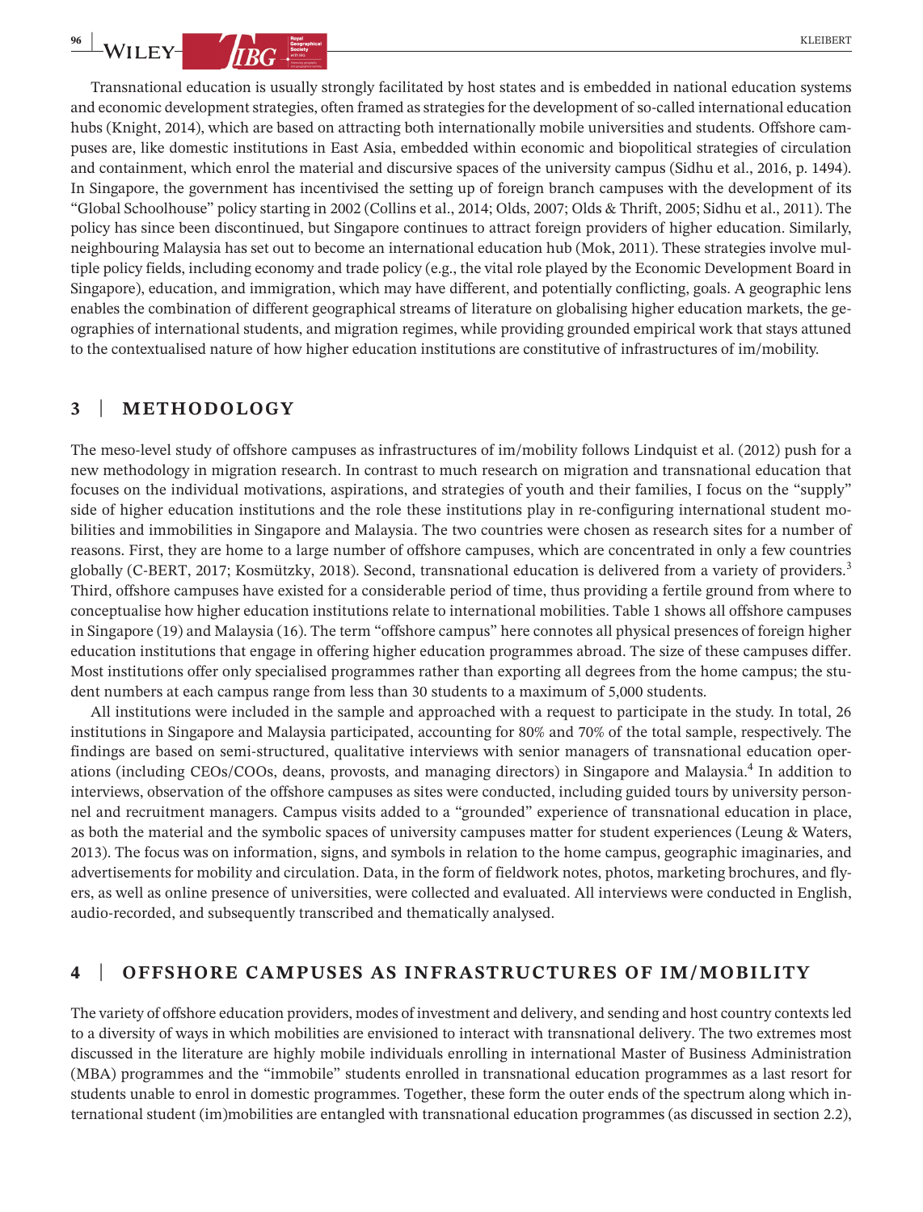Transnational education is usually strongly facilitated by host states and is embedded in national education systems and economic development strategies, often framed as strategies for the development of so-called international education hubs (Knight, 2014), which are based on attracting both internationally mobile universities and students. Offshore campuses are, like domestic institutions in East Asia, embedded within economic and biopolitical strategies of circulation and containment, which enrol the material and discursive spaces of the university campus (Sidhu et al., 2016, p. 1494). In Singapore, the government has incentivised the setting up of foreign branch campuses with the development of its "Global Schoolhouse" policy starting in 2002 (Collins et al., 2014; Olds, 2007; Olds & Thrift, 2005; Sidhu et al., 2011). The policy has since been discontinued, but Singapore continues to attract foreign providers of higher education. Similarly, neighbouring Malaysia has set out to become an international education hub (Mok, 2011). These strategies involve multiple policy fields, including economy and trade policy (e.g., the vital role played by the Economic Development Board in Singapore), education, and immigration, which may have different, and potentially conflicting, goals. A geographic lens enables the combination of different geographical streams of literature on globalising higher education markets, the geographies of international students, and migration regimes, while providing grounded empirical work that stays attuned to the contextualised nature of how higher education institutions are constitutive of infrastructures of im/mobility.

## 3 | METHODOLOGY

The meso-level study of offshore campuses as infrastructures of im/mobility follows Lindquist et al. (2012) push for a new methodology in migration research. In contrast to much research on migration and transnational education that focuses on the individual motivations, aspirations, and strategies of youth and their families, I focus on the "supply" side of higher education institutions and the role these institutions play in re-configuring international student mobilities and immobilities in Singapore and Malaysia. The two countries were chosen as research sites for a number of reasons. First, they are home to a large number of offshore campuses, which are concentrated in only a few countries globally (C-BERT, 2017; Kosmützky, 2018). Second, transnational education is delivered from a variety of providers.[3] Third, offshore campuses have existed for a considerable period of time, thus providing a fertile ground from where to conceptualise how higher education institutions relate to international mobilities. Table 1 shows all offshore campuses in Singapore (19) and Malaysia (16). The term "offshore campus" here connotes all physical presences of foreign higher education institutions that engage in offering higher education programmes abroad. The size of these campuses differ. Most institutions offer only specialised programmes rather than exporting all degrees from the home campus; the student numbers at each campus range from less than 30 students to a maximum of 5,000 students.

All institutions were included in the sample and approached with a request to participate in the study. In total, 26 institutions in Singapore and Malaysia participated, accounting for 80% and 70% of the total sample, respectively. The findings are based on semi-structured, qualitative interviews with senior managers of transnational education operations (including CEOs/COOs, deans, provosts, and managing directors) in Singapore and Malaysia.[4] In addition to interviews, observation of the offshore campuses as sites were conducted, including guided tours by university personnel and recruitment managers. Campus visits added to a "grounded" experience of transnational education in place, as both the material and the symbolic spaces of university campuses matter for student experiences (Leung & Waters, 2013). The focus was on information, signs, and symbols in relation to the home campus, geographic imaginaries, and advertisements for mobility and circulation. Data, in the form of fieldwork notes, photos, marketing brochures, and flyers, as well as online presence of universities, were collected and evaluated. All interviews were conducted in English, audio-recorded, and subsequently transcribed and thematically analysed.

## 4 | OFFSHORE CAMPUSES AS INFRASTRUCTURES OF IM/MOBILITY

The variety of offshore education providers, modes of investment and delivery, and sending and host country contexts led to a diversity of ways in which mobilities are envisioned to interact with transnational delivery. The two extremes most discussed in the literature are highly mobile individuals enrolling in international Master of Business Administration (MBA) programmes and the "immobile" students enrolled in transnational education programmes as a last resort for students unable to enrol in domestic programmes. Together, these form the outer ends of the spectrum along which international student (im)mobilities are entangled with transnational education programmes (as discussed in section 2.2),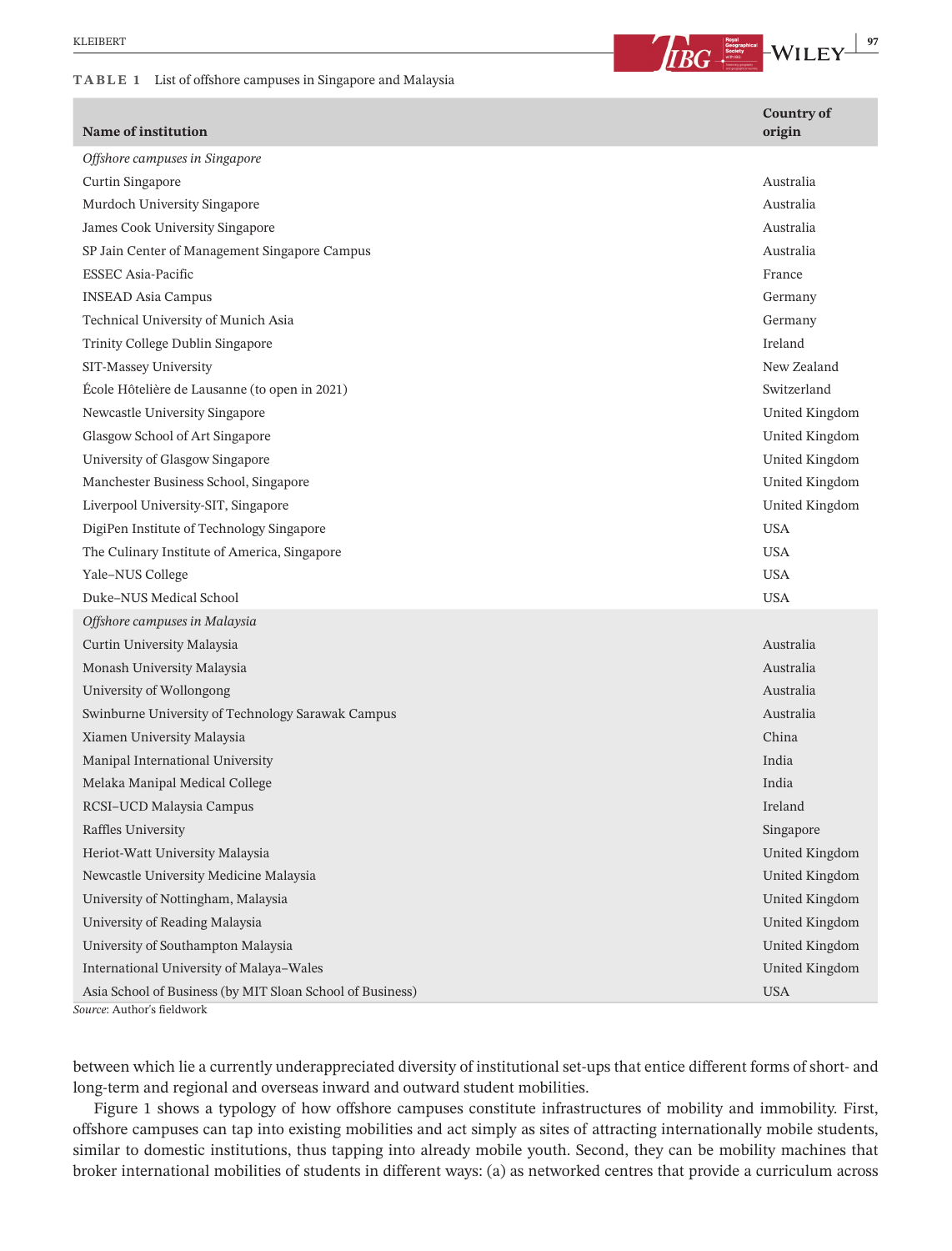**TABLE 1** List of offshore campuses in Singapore and Malaysia

| Name of institution | Country of origin |
|---|---|
| *Offshore campuses in Singapore* | |
| Curtin Singapore | Australia |
| Murdoch University Singapore | Australia |
| James Cook University Singapore | Australia |
| SP Jain Center of Management Singapore Campus | Australia |
| ESSEC Asia-Pacific | France |
| INSEAD Asia Campus | Germany |
| Technical University of Munich Asia | Germany |
| Trinity College Dublin Singapore | Ireland |
| SIT-Massey University | New Zealand |
| École Hôtelière de Lausanne (to open in 2021) | Switzerland |
| Newcastle University Singapore | United Kingdom |
| Glasgow School of Art Singapore | United Kingdom |
| University of Glasgow Singapore | United Kingdom |
| Manchester Business School, Singapore | United Kingdom |
| Liverpool University-SIT, Singapore | United Kingdom |
| DigiPen Institute of Technology Singapore | USA |
| The Culinary Institute of America, Singapore | USA |
| Yale–NUS College | USA |
| Duke–NUS Medical School | USA |
| *Offshore campuses in Malaysia* | |
| Curtin University Malaysia | Australia |
| Monash University Malaysia | Australia |
| University of Wollongong | Australia |
| Swinburne University of Technology Sarawak Campus | Australia |
| Xiamen University Malaysia | China |
| Manipal International University | India |
| Melaka Manipal Medical College | India |
| RCSI–UCD Malaysia Campus | Ireland |
| Raffles University | Singapore |
| Heriot-Watt University Malaysia | United Kingdom |
| Newcastle University Medicine Malaysia | United Kingdom |
| University of Nottingham, Malaysia | United Kingdom |
| University of Reading Malaysia | United Kingdom |
| University of Southampton Malaysia | United Kingdom |
| International University of Malaya–Wales | United Kingdom |
| Asia School of Business (by MIT Sloan School of Business) | USA |

*Source*: Author's fieldwork

between which lie a currently underappreciated diversity of institutional set-ups that entice different forms of short- and long-term and regional and overseas inward and outward student mobilities.

Figure 1 shows a typology of how offshore campuses constitute infrastructures of mobility and immobility. First, offshore campuses can tap into existing mobilities and act simply as sites of attracting internationally mobile students, similar to domestic institutions, thus tapping into already mobile youth. Second, they can be mobility machines that broker international mobilities of students in different ways: (a) as networked centres that provide a curriculum across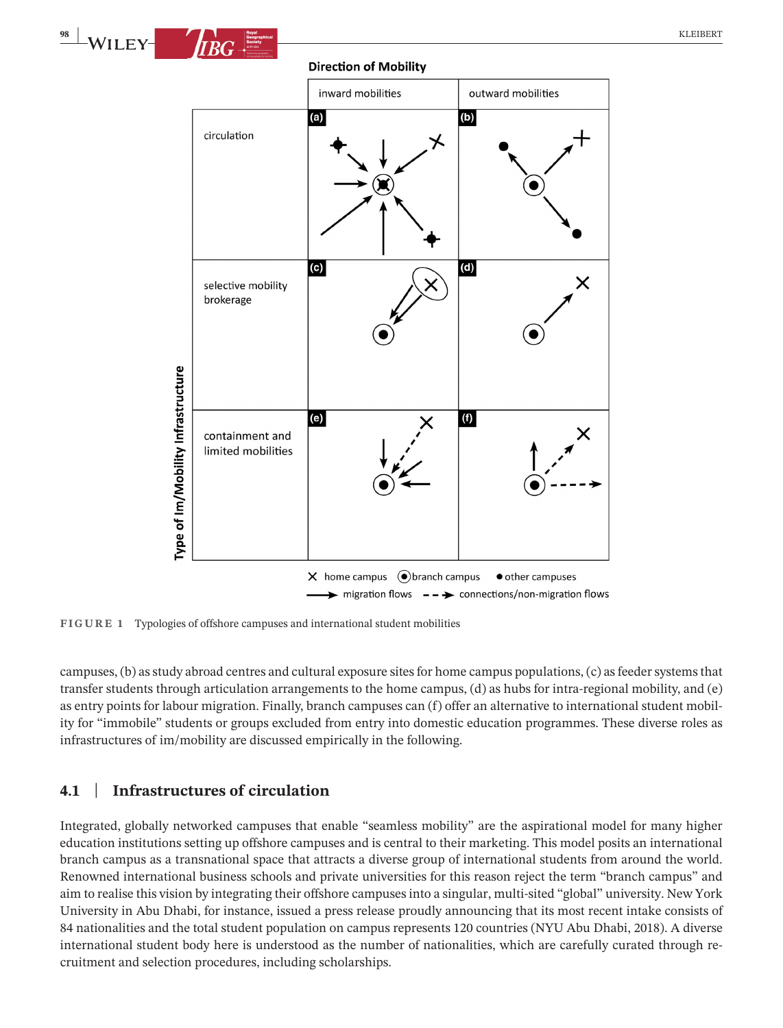FIGURE 1 Typologies of offshore campuses and international student mobilities

campuses, (b) as study abroad centres and cultural exposure sites for home campus populations, (c) as feeder systems that transfer students through articulation arrangements to the home campus, (d) as hubs for intra-regional mobility, and (e) as entry points for labour migration. Finally, branch campuses can (f) offer an alternative to international student mobility for "immobile" students or groups excluded from entry into domestic education programmes. These diverse roles as infrastructures of im/mobility are discussed empirically in the following.

### 4.1 | Infrastructures of circulation

Integrated, globally networked campuses that enable "seamless mobility" are the aspirational model for many higher education institutions setting up offshore campuses and is central to their marketing. This model posits an international branch campus as a transnational space that attracts a diverse group of international students from around the world. Renowned international business schools and private universities for this reason reject the term "branch campus" and aim to realise this vision by integrating their offshore campuses into a singular, multi-sited "global" university. New York University in Abu Dhabi, for instance, issued a press release proudly announcing that its most recent intake consists of 84 nationalities and the total student population on campus represents 120 countries (NYU Abu Dhabi, 2018). A diverse international student body here is understood as the number of nationalities, which are carefully curated through recruitment and selection procedures, including scholarships.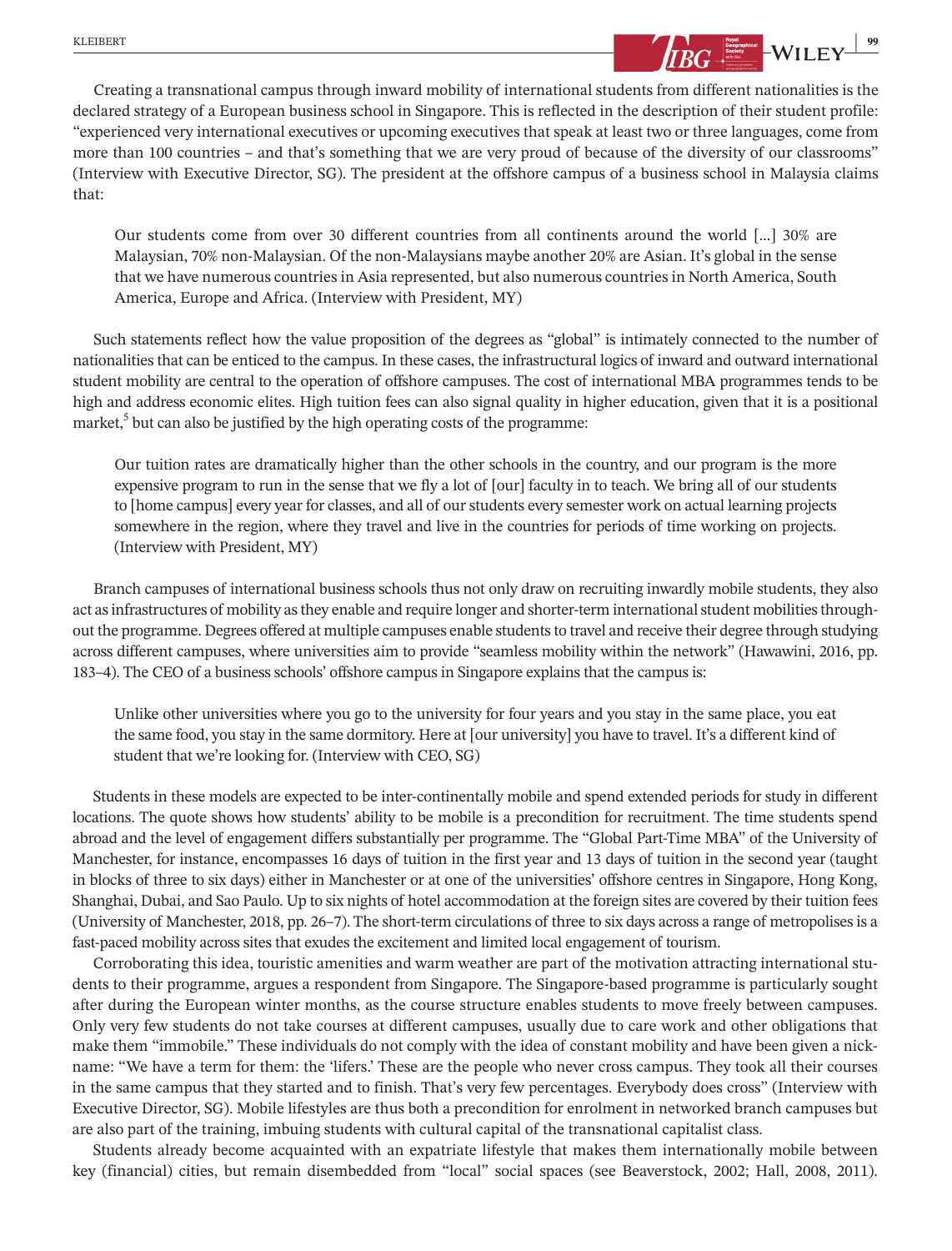Creating a transnational campus through inward mobility of international students from different nationalities is the declared strategy of a European business school in Singapore. This is reflected in the description of their student profile: "experienced very international executives or upcoming executives that speak at least two or three languages, come from more than 100 countries – and that's something that we are very proud of because of the diversity of our classrooms" (Interview with Executive Director, SG). The president at the offshore campus of a business school in Malaysia claims that:

> Our students come from over 30 different countries from all continents around the world [...] 30% are Malaysian, 70% non-Malaysian. Of the non-Malaysians maybe another 20% are Asian. It's global in the sense that we have numerous countries in Asia represented, but also numerous countries in North America, South America, Europe and Africa. (Interview with President, MY)

Such statements reflect how the value proposition of the degrees as "global" is intimately connected to the number of nationalities that can be enticed to the campus. In these cases, the infrastructural logics of inward and outward international student mobility are central to the operation of offshore campuses. The cost of international MBA programmes tends to be high and address economic elites. High tuition fees can also signal quality in higher education, given that it is a positional market,[5] but can also be justified by the high operating costs of the programme:

> Our tuition rates are dramatically higher than the other schools in the country, and our program is the more expensive program to run in the sense that we fly a lot of [our] faculty in to teach. We bring all of our students to [home campus] every year for classes, and all of our students every semester work on actual learning projects somewhere in the region, where they travel and live in the countries for periods of time working on projects. (Interview with President, MY)

Branch campuses of international business schools thus not only draw on recruiting inwardly mobile students, they also act as infrastructures of mobility as they enable and require longer and shorter-term international student mobilities throughout the programme. Degrees offered at multiple campuses enable students to travel and receive their degree through studying across different campuses, where universities aim to provide "seamless mobility within the network" (Hawawini, 2016, pp. 183–4). The CEO of a business schools' offshore campus in Singapore explains that the campus is:

> Unlike other universities where you go to the university for four years and you stay in the same place, you eat the same food, you stay in the same dormitory. Here at [our university] you have to travel. It's a different kind of student that we're looking for. (Interview with CEO, SG)

Students in these models are expected to be inter-continentally mobile and spend extended periods for study in different locations. The quote shows how students' ability to be mobile is a precondition for recruitment. The time students spend abroad and the level of engagement differs substantially per programme. The "Global Part-Time MBA" of the University of Manchester, for instance, encompasses 16 days of tuition in the first year and 13 days of tuition in the second year (taught in blocks of three to six days) either in Manchester or at one of the universities' offshore centres in Singapore, Hong Kong, Shanghai, Dubai, and Sao Paulo. Up to six nights of hotel accommodation at the foreign sites are covered by their tuition fees (University of Manchester, 2018, pp. 26–7). The short-term circulations of three to six days across a range of metropolises is a fast-paced mobility across sites that exudes the excitement and limited local engagement of tourism.

Corroborating this idea, touristic amenities and warm weather are part of the motivation attracting international students to their programme, argues a respondent from Singapore. The Singapore-based programme is particularly sought after during the European winter months, as the course structure enables students to move freely between campuses. Only very few students do not take courses at different campuses, usually due to care work and other obligations that make them "immobile." These individuals do not comply with the idea of constant mobility and have been given a nickname: "We have a term for them: the 'lifers.' These are the people who never cross campus. They took all their courses in the same campus that they started and to finish. That's very few percentages. Everybody does cross" (Interview with Executive Director, SG). Mobile lifestyles are thus both a precondition for enrolment in networked branch campuses but are also part of the training, imbuing students with cultural capital of the transnational capitalist class.

Students already become acquainted with an expatriate lifestyle that makes them internationally mobile between key (financial) cities, but remain disembedded from "local" social spaces (see Beaverstock, 2002; Hall, 2008, 2011).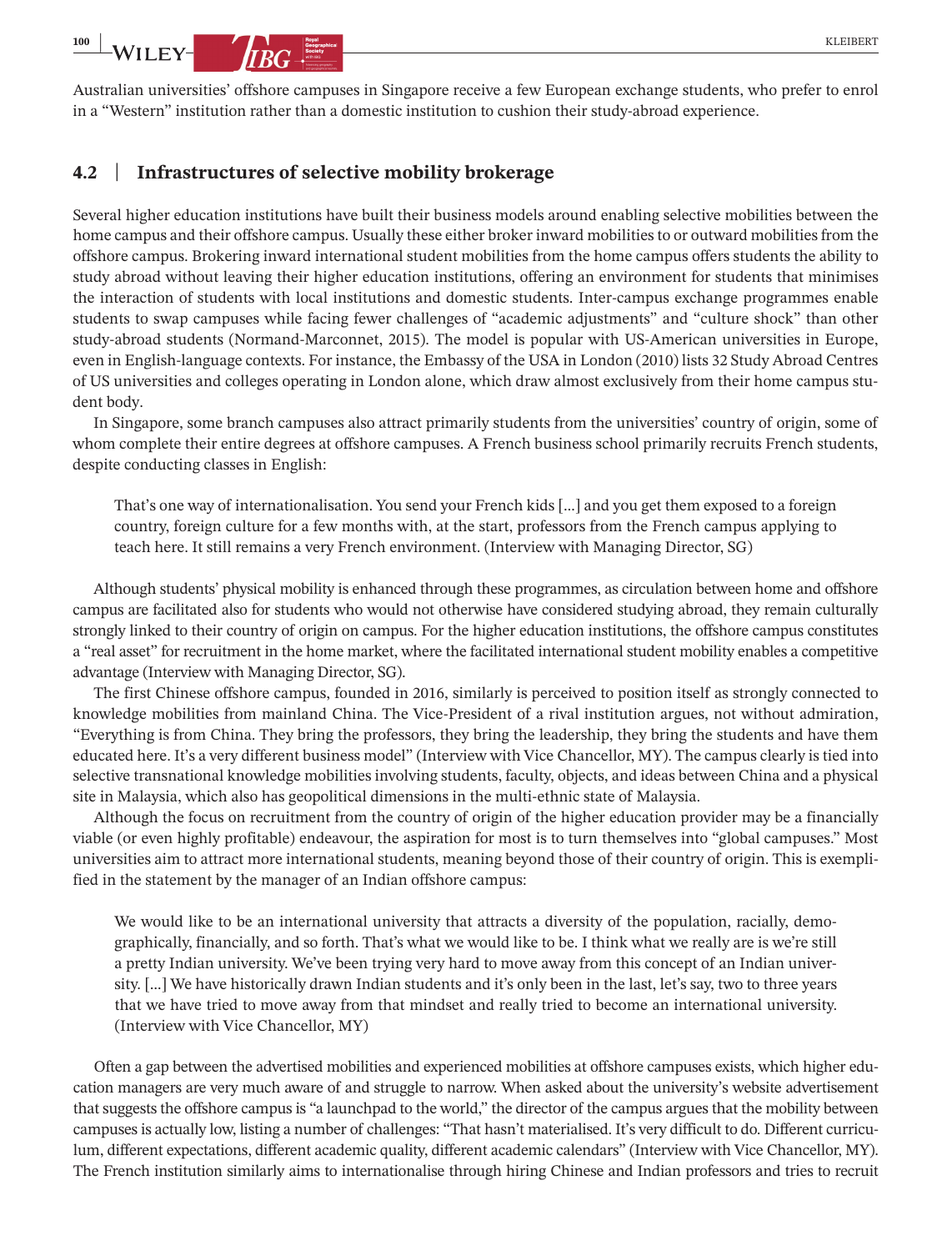Australian universities' offshore campuses in Singapore receive a few European exchange students, who prefer to enrol in a "Western" institution rather than a domestic institution to cushion their study-abroad experience.

### 4.2 | Infrastructures of selective mobility brokerage

Several higher education institutions have built their business models around enabling selective mobilities between the home campus and their offshore campus. Usually these either broker inward mobilities to or outward mobilities from the offshore campus. Brokering inward international student mobilities from the home campus offers students the ability to study abroad without leaving their higher education institutions, offering an environment for students that minimises the interaction of students with local institutions and domestic students. Inter-campus exchange programmes enable students to swap campuses while facing fewer challenges of "academic adjustments" and "culture shock" than other study-abroad students (Normand-Marconnet, 2015). The model is popular with US-American universities in Europe, even in English-language contexts. For instance, the Embassy of the USA in London (2010) lists 32 Study Abroad Centres of US universities and colleges operating in London alone, which draw almost exclusively from their home campus student body.

In Singapore, some branch campuses also attract primarily students from the universities' country of origin, some of whom complete their entire degrees at offshore campuses. A French business school primarily recruits French students, despite conducting classes in English:

> That's one way of internationalisation. You send your French kids [...] and you get them exposed to a foreign country, foreign culture for a few months with, at the start, professors from the French campus applying to teach here. It still remains a very French environment. (Interview with Managing Director, SG)

Although students' physical mobility is enhanced through these programmes, as circulation between home and offshore campus are facilitated also for students who would not otherwise have considered studying abroad, they remain culturally strongly linked to their country of origin on campus. For the higher education institutions, the offshore campus constitutes a "real asset" for recruitment in the home market, where the facilitated international student mobility enables a competitive advantage (Interview with Managing Director, SG).

The first Chinese offshore campus, founded in 2016, similarly is perceived to position itself as strongly connected to knowledge mobilities from mainland China. The Vice-President of a rival institution argues, not without admiration, "Everything is from China. They bring the professors, they bring the leadership, they bring the students and have them educated here. It's a very different business model" (Interview with Vice Chancellor, MY). The campus clearly is tied into selective transnational knowledge mobilities involving students, faculty, objects, and ideas between China and a physical site in Malaysia, which also has geopolitical dimensions in the multi-ethnic state of Malaysia.

Although the focus on recruitment from the country of origin of the higher education provider may be a financially viable (or even highly profitable) endeavour, the aspiration for most is to turn themselves into "global campuses." Most universities aim to attract more international students, meaning beyond those of their country of origin. This is exemplified in the statement by the manager of an Indian offshore campus:

> We would like to be an international university that attracts a diversity of the population, racially, demographically, financially, and so forth. That's what we would like to be. I think what we really are is we're still a pretty Indian university. We've been trying very hard to move away from this concept of an Indian university. [...] We have historically drawn Indian students and it's only been in the last, let's say, two to three years that we have tried to move away from that mindset and really tried to become an international university. (Interview with Vice Chancellor, MY)

Often a gap between the advertised mobilities and experienced mobilities at offshore campuses exists, which higher education managers are very much aware of and struggle to narrow. When asked about the university's website advertisement that suggests the offshore campus is "a launchpad to the world," the director of the campus argues that the mobility between campuses is actually low, listing a number of challenges: "That hasn't materialised. It's very difficult to do. Different curriculum, different expectations, different academic quality, different academic calendars" (Interview with Vice Chancellor, MY). The French institution similarly aims to internationalise through hiring Chinese and Indian professors and tries to recruit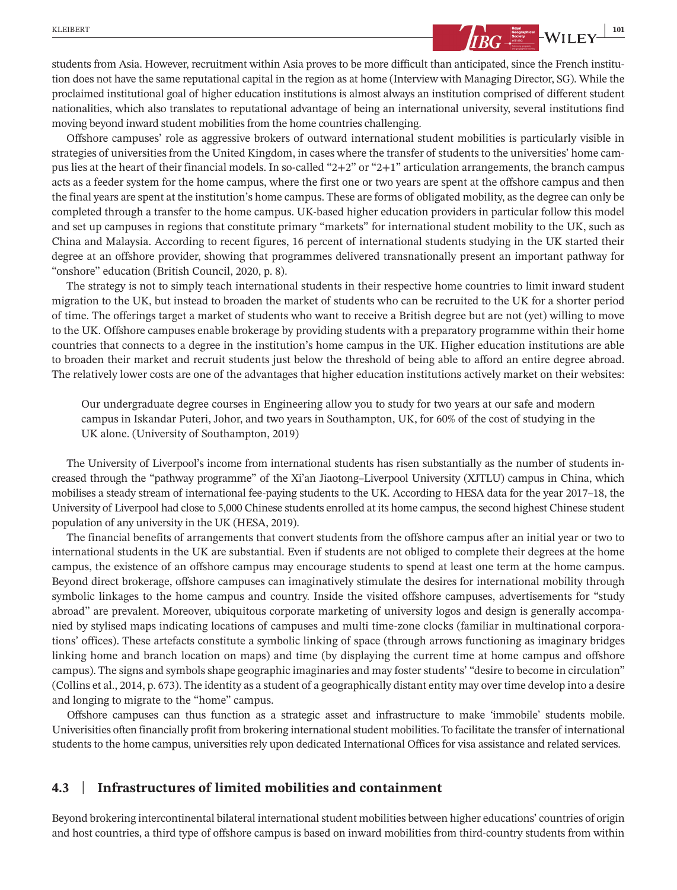students from Asia. However, recruitment within Asia proves to be more difficult than anticipated, since the French institution does not have the same reputational capital in the region as at home (Interview with Managing Director, SG). While the proclaimed institutional goal of higher education institutions is almost always an institution comprised of different student nationalities, which also translates to reputational advantage of being an international university, several institutions find moving beyond inward student mobilities from the home countries challenging.

Offshore campuses' role as aggressive brokers of outward international student mobilities is particularly visible in strategies of universities from the United Kingdom, in cases where the transfer of students to the universities' home campus lies at the heart of their financial models. In so-called "2+2" or "2+1" articulation arrangements, the branch campus acts as a feeder system for the home campus, where the first one or two years are spent at the offshore campus and then the final years are spent at the institution's home campus. These are forms of obligated mobility, as the degree can only be completed through a transfer to the home campus. UK-based higher education providers in particular follow this model and set up campuses in regions that constitute primary "markets" for international student mobility to the UK, such as China and Malaysia. According to recent figures, 16 percent of international students studying in the UK started their degree at an offshore provider, showing that programmes delivered transnationally present an important pathway for "onshore" education (British Council, 2020, p. 8).

The strategy is not to simply teach international students in their respective home countries to limit inward student migration to the UK, but instead to broaden the market of students who can be recruited to the UK for a shorter period of time. The offerings target a market of students who want to receive a British degree but are not (yet) willing to move to the UK. Offshore campuses enable brokerage by providing students with a preparatory programme within their home countries that connects to a degree in the institution's home campus in the UK. Higher education institutions are able to broaden their market and recruit students just below the threshold of being able to afford an entire degree abroad. The relatively lower costs are one of the advantages that higher education institutions actively market on their websites:

> Our undergraduate degree courses in Engineering allow you to study for two years at our safe and modern campus in Iskandar Puteri, Johor, and two years in Southampton, UK, for 60% of the cost of studying in the UK alone. (University of Southampton, 2019)

The University of Liverpool's income from international students has risen substantially as the number of students increased through the "pathway programme" of the Xi'an Jiaotong–Liverpool University (XJTLU) campus in China, which mobilises a steady stream of international fee-paying students to the UK. According to HESA data for the year 2017–18, the University of Liverpool had close to 5,000 Chinese students enrolled at its home campus, the second highest Chinese student population of any university in the UK (HESA, 2019).

The financial benefits of arrangements that convert students from the offshore campus after an initial year or two to international students in the UK are substantial. Even if students are not obliged to complete their degrees at the home campus, the existence of an offshore campus may encourage students to spend at least one term at the home campus. Beyond direct brokerage, offshore campuses can imaginatively stimulate the desires for international mobility through symbolic linkages to the home campus and country. Inside the visited offshore campuses, advertisements for "study abroad" are prevalent. Moreover, ubiquitous corporate marketing of university logos and design is generally accompanied by stylised maps indicating locations of campuses and multi time-zone clocks (familiar in multinational corporations' offices). These artefacts constitute a symbolic linking of space (through arrows functioning as imaginary bridges linking home and branch location on maps) and time (by displaying the current time at home campus and offshore campus). The signs and symbols shape geographic imaginaries and may foster students' "desire to become in circulation" (Collins et al., 2014, p. 673). The identity as a student of a geographically distant entity may over time develop into a desire and longing to migrate to the "home" campus.

Offshore campuses can thus function as a strategic asset and infrastructure to make 'immobile' students mobile. Univerisities often financially profit from brokering international student mobilities. To facilitate the transfer of international students to the home campus, universities rely upon dedicated International Offices for visa assistance and related services.

### 4.3 | Infrastructures of limited mobilities and containment

Beyond brokering intercontinental bilateral international student mobilities between higher educations' countries of origin and host countries, a third type of offshore campus is based on inward mobilities from third-country students from within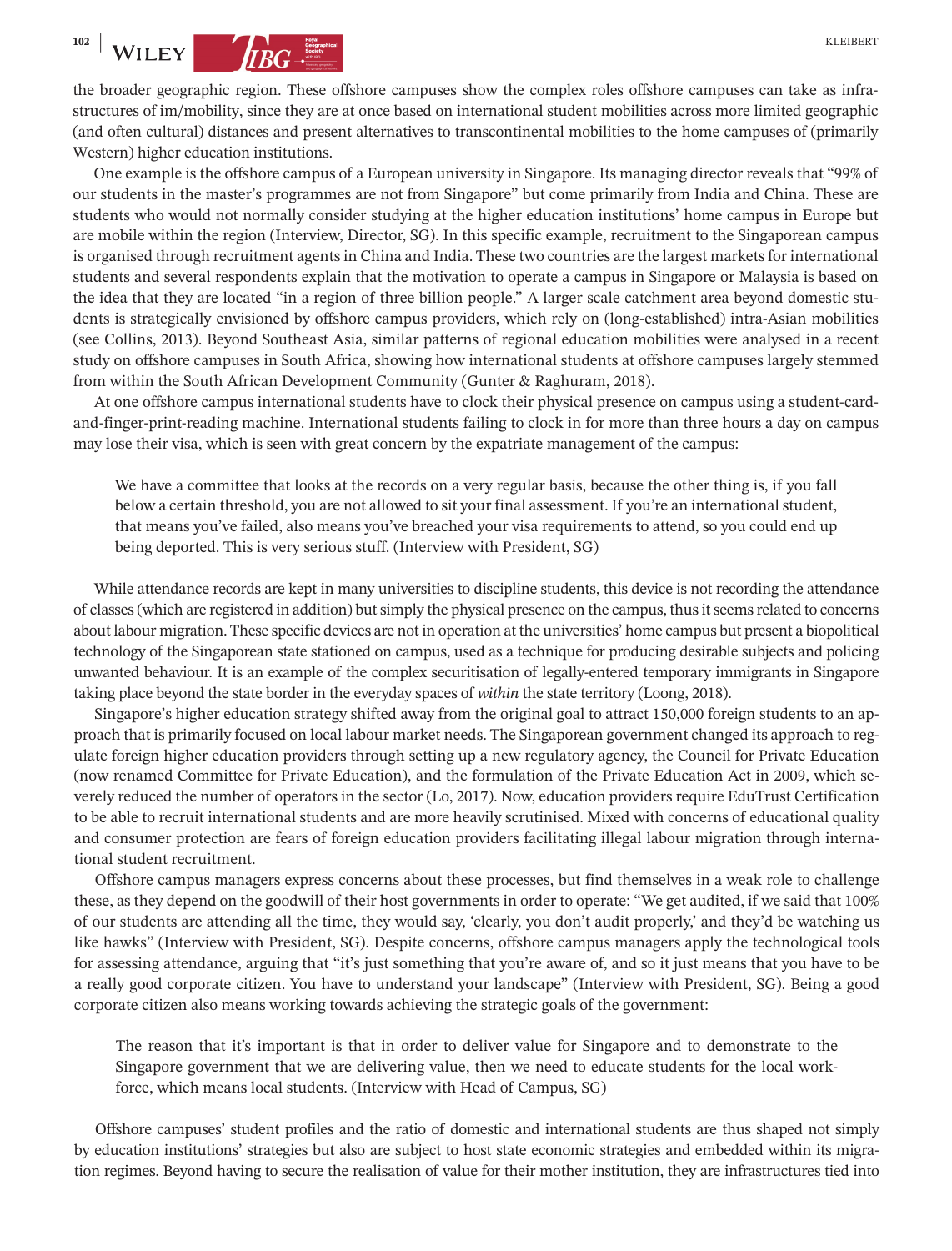the broader geographic region. These offshore campuses show the complex roles offshore campuses can take as infrastructures of im/mobility, since they are at once based on international student mobilities across more limited geographic (and often cultural) distances and present alternatives to transcontinental mobilities to the home campuses of (primarily Western) higher education institutions.

One example is the offshore campus of a European university in Singapore. Its managing director reveals that "99% of our students in the master's programmes are not from Singapore" but come primarily from India and China. These are students who would not normally consider studying at the higher education institutions' home campus in Europe but are mobile within the region (Interview, Director, SG). In this specific example, recruitment to the Singaporean campus is organised through recruitment agents in China and India. These two countries are the largest markets for international students and several respondents explain that the motivation to operate a campus in Singapore or Malaysia is based on the idea that they are located "in a region of three billion people." A larger scale catchment area beyond domestic students is strategically envisioned by offshore campus providers, which rely on (long-established) intra-Asian mobilities (see Collins, 2013). Beyond Southeast Asia, similar patterns of regional education mobilities were analysed in a recent study on offshore campuses in South Africa, showing how international students at offshore campuses largely stemmed from within the South African Development Community (Gunter & Raghuram, 2018).

At one offshore campus international students have to clock their physical presence on campus using a student-card-and-finger-print-reading machine. International students failing to clock in for more than three hours a day on campus may lose their visa, which is seen with great concern by the expatriate management of the campus:

> We have a committee that looks at the records on a very regular basis, because the other thing is, if you fall below a certain threshold, you are not allowed to sit your final assessment. If you're an international student, that means you've failed, also means you've breached your visa requirements to attend, so you could end up being deported. This is very serious stuff. (Interview with President, SG)

While attendance records are kept in many universities to discipline students, this device is not recording the attendance of classes (which are registered in addition) but simply the physical presence on the campus, thus it seems related to concerns about labour migration. These specific devices are not in operation at the universities' home campus but present a biopolitical technology of the Singaporean state stationed on campus, used as a technique for producing desirable subjects and policing unwanted behaviour. It is an example of the complex securitisation of legally-entered temporary immigrants in Singapore taking place beyond the state border in the everyday spaces of *within* the state territory (Loong, 2018).

Singapore's higher education strategy shifted away from the original goal to attract 150,000 foreign students to an approach that is primarily focused on local labour market needs. The Singaporean government changed its approach to regulate foreign higher education providers through setting up a new regulatory agency, the Council for Private Education (now renamed Committee for Private Education), and the formulation of the Private Education Act in 2009, which severely reduced the number of operators in the sector (Lo, 2017). Now, education providers require EduTrust Certification to be able to recruit international students and are more heavily scrutinised. Mixed with concerns of educational quality and consumer protection are fears of foreign education providers facilitating illegal labour migration through international student recruitment.

Offshore campus managers express concerns about these processes, but find themselves in a weak role to challenge these, as they depend on the goodwill of their host governments in order to operate: "We get audited, if we said that 100% of our students are attending all the time, they would say, 'clearly, you don't audit properly,' and they'd be watching us like hawks" (Interview with President, SG). Despite concerns, offshore campus managers apply the technological tools for assessing attendance, arguing that "it's just something that you're aware of, and so it just means that you have to be a really good corporate citizen. You have to understand your landscape" (Interview with President, SG). Being a good corporate citizen also means working towards achieving the strategic goals of the government:

> The reason that it's important is that in order to deliver value for Singapore and to demonstrate to the Singapore government that we are delivering value, then we need to educate students for the local workforce, which means local students. (Interview with Head of Campus, SG)

Offshore campuses' student profiles and the ratio of domestic and international students are thus shaped not simply by education institutions' strategies but also are subject to host state economic strategies and embedded within its migration regimes. Beyond having to secure the realisation of value for their mother institution, they are infrastructures tied into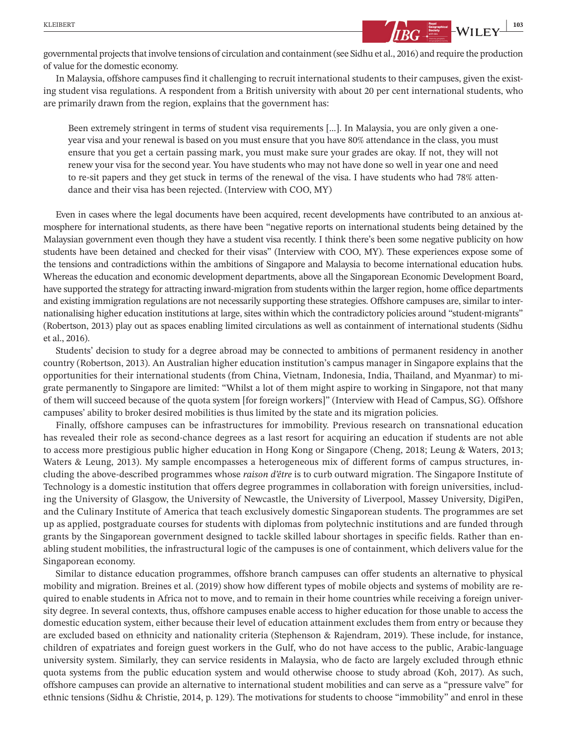governmental projects that involve tensions of circulation and containment (see Sidhu et al., 2016) and require the production of value for the domestic economy.

In Malaysia, offshore campuses find it challenging to recruit international students to their campuses, given the existing student visa regulations. A respondent from a British university with about 20 per cent international students, who are primarily drawn from the region, explains that the government has:

> Been extremely stringent in terms of student visa requirements [...]. In Malaysia, you are only given a one-year visa and your renewal is based on you must ensure that you have 80% attendance in the class, you must ensure that you get a certain passing mark, you must make sure your grades are okay. If not, they will not renew your visa for the second year. You have students who may not have done so well in year one and need to re-sit papers and they get stuck in terms of the renewal of the visa. I have students who had 78% attendance and their visa has been rejected. (Interview with COO, MY)

Even in cases where the legal documents have been acquired, recent developments have contributed to an anxious atmosphere for international students, as there have been "negative reports on international students being detained by the Malaysian government even though they have a student visa recently. I think there's been some negative publicity on how students have been detained and checked for their visas" (Interview with COO, MY). These experiences expose some of the tensions and contradictions within the ambitions of Singapore and Malaysia to become international education hubs. Whereas the education and economic development departments, above all the Singaporean Economic Development Board, have supported the strategy for attracting inward-migration from students within the larger region, home office departments and existing immigration regulations are not necessarily supporting these strategies. Offshore campuses are, similar to internationalising higher education institutions at large, sites within which the contradictory policies around "student-migrants" (Robertson, 2013) play out as spaces enabling limited circulations as well as containment of international students (Sidhu et al., 2016).

Students' decision to study for a degree abroad may be connected to ambitions of permanent residency in another country (Robertson, 2013). An Australian higher education institution's campus manager in Singapore explains that the opportunities for their international students (from China, Vietnam, Indonesia, India, Thailand, and Myanmar) to migrate permanently to Singapore are limited: "Whilst a lot of them might aspire to working in Singapore, not that many of them will succeed because of the quota system [for foreign workers]" (Interview with Head of Campus, SG). Offshore campuses' ability to broker desired mobilities is thus limited by the state and its migration policies.

Finally, offshore campuses can be infrastructures for immobility. Previous research on transnational education has revealed their role as second-chance degrees as a last resort for acquiring an education if students are not able to access more prestigious public higher education in Hong Kong or Singapore (Cheng, 2018; Leung & Waters, 2013; Waters & Leung, 2013). My sample encompasses a heterogeneous mix of different forms of campus structures, including the above-described programmes whose *raison d'être* is to curb outward migration. The Singapore Institute of Technology is a domestic institution that offers degree programmes in collaboration with foreign universities, including the University of Glasgow, the University of Newcastle, the University of Liverpool, Massey University, DigiPen, and the Culinary Institute of America that teach exclusively domestic Singaporean students. The programmes are set up as applied, postgraduate courses for students with diplomas from polytechnic institutions and are funded through grants by the Singaporean government designed to tackle skilled labour shortages in specific fields. Rather than enabling student mobilities, the infrastructural logic of the campuses is one of containment, which delivers value for the Singaporean economy.

Similar to distance education programmes, offshore branch campuses can offer students an alternative to physical mobility and migration. Breines et al. (2019) show how different types of mobile objects and systems of mobility are required to enable students in Africa not to move, and to remain in their home countries while receiving a foreign university degree. In several contexts, thus, offshore campuses enable access to higher education for those unable to access the domestic education system, either because their level of education attainment excludes them from entry or because they are excluded based on ethnicity and nationality criteria (Stephenson & Rajendram, 2019). These include, for instance, children of expatriates and foreign guest workers in the Gulf, who do not have access to the public, Arabic-language university system. Similarly, they can service residents in Malaysia, who de facto are largely excluded through ethnic quota systems from the public education system and would otherwise choose to study abroad (Koh, 2017). As such, offshore campuses can provide an alternative to international student mobilities and can serve as a "pressure valve" for ethnic tensions (Sidhu & Christie, 2014, p. 129). The motivations for students to choose "immobility" and enrol in these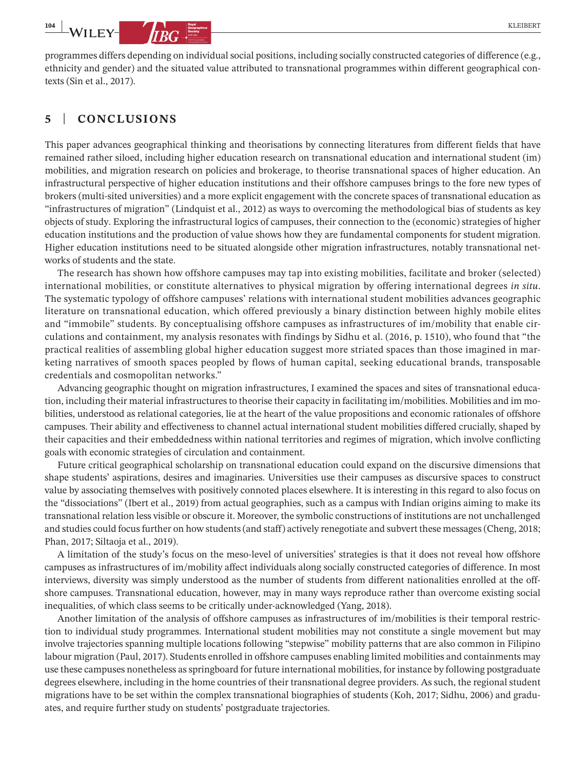programmes differs depending on individual social positions, including socially constructed categories of difference (e.g., ethnicity and gender) and the situated value attributed to transnational programmes within different geographical contexts (Sin et al., 2017).

## 5 | CONCLUSIONS

This paper advances geographical thinking and theorisations by connecting literatures from different fields that have remained rather siloed, including higher education research on transnational education and international student (im) mobilities, and migration research on policies and brokerage, to theorise transnational spaces of higher education. An infrastructural perspective of higher education institutions and their offshore campuses brings to the fore new types of brokers (multi-sited universities) and a more explicit engagement with the concrete spaces of transnational education as "infrastructures of migration" (Lindquist et al., 2012) as ways to overcoming the methodological bias of students as key objects of study. Exploring the infrastructural logics of campuses, their connection to the (economic) strategies of higher education institutions and the production of value shows how they are fundamental components for student migration. Higher education institutions need to be situated alongside other migration infrastructures, notably transnational networks of students and the state.

The research has shown how offshore campuses may tap into existing mobilities, facilitate and broker (selected) international mobilities, or constitute alternatives to physical migration by offering international degrees *in situ*. The systematic typology of offshore campuses' relations with international student mobilities advances geographic literature on transnational education, which offered previously a binary distinction between highly mobile elites and "immobile" students. By conceptualising offshore campuses as infrastructures of im/mobility that enable circulations and containment, my analysis resonates with findings by Sidhu et al. (2016, p. 1510), who found that "the practical realities of assembling global higher education suggest more striated spaces than those imagined in marketing narratives of smooth spaces peopled by flows of human capital, seeking educational brands, transposable credentials and cosmopolitan networks."

Advancing geographic thought on migration infrastructures, I examined the spaces and sites of transnational education, including their material infrastructures to theorise their capacity in facilitating im/mobilities. Mobilities and im mobilities, understood as relational categories, lie at the heart of the value propositions and economic rationales of offshore campuses. Their ability and effectiveness to channel actual international student mobilities differed crucially, shaped by their capacities and their embeddedness within national territories and regimes of migration, which involve conflicting goals with economic strategies of circulation and containment.

Future critical geographical scholarship on transnational education could expand on the discursive dimensions that shape students' aspirations, desires and imaginaries. Universities use their campuses as discursive spaces to construct value by associating themselves with positively connoted places elsewhere. It is interesting in this regard to also focus on the "dissociations" (Ibert et al., 2019) from actual geographies, such as a campus with Indian origins aiming to make its transnational relation less visible or obscure it. Moreover, the symbolic constructions of institutions are not unchallenged and studies could focus further on how students (and staff) actively renegotiate and subvert these messages (Cheng, 2018; Phan, 2017; Siltaoja et al., 2019).

A limitation of the study's focus on the meso-level of universities' strategies is that it does not reveal how offshore campuses as infrastructures of im/mobility affect individuals along socially constructed categories of difference. In most interviews, diversity was simply understood as the number of students from different nationalities enrolled at the offshore campuses. Transnational education, however, may in many ways reproduce rather than overcome existing social inequalities, of which class seems to be critically under-acknowledged (Yang, 2018).

Another limitation of the analysis of offshore campuses as infrastructures of im/mobilities is their temporal restriction to individual study programmes. International student mobilities may not constitute a single movement but may involve trajectories spanning multiple locations following "stepwise" mobility patterns that are also common in Filipino labour migration (Paul, 2017). Students enrolled in offshore campuses enabling limited mobilities and containments may use these campuses nonetheless as springboard for future international mobilities, for instance by following postgraduate degrees elsewhere, including in the home countries of their transnational degree providers. As such, the regional student migrations have to be set within the complex transnational biographies of students (Koh, 2017; Sidhu, 2006) and graduates, and require further study on students' postgraduate trajectories.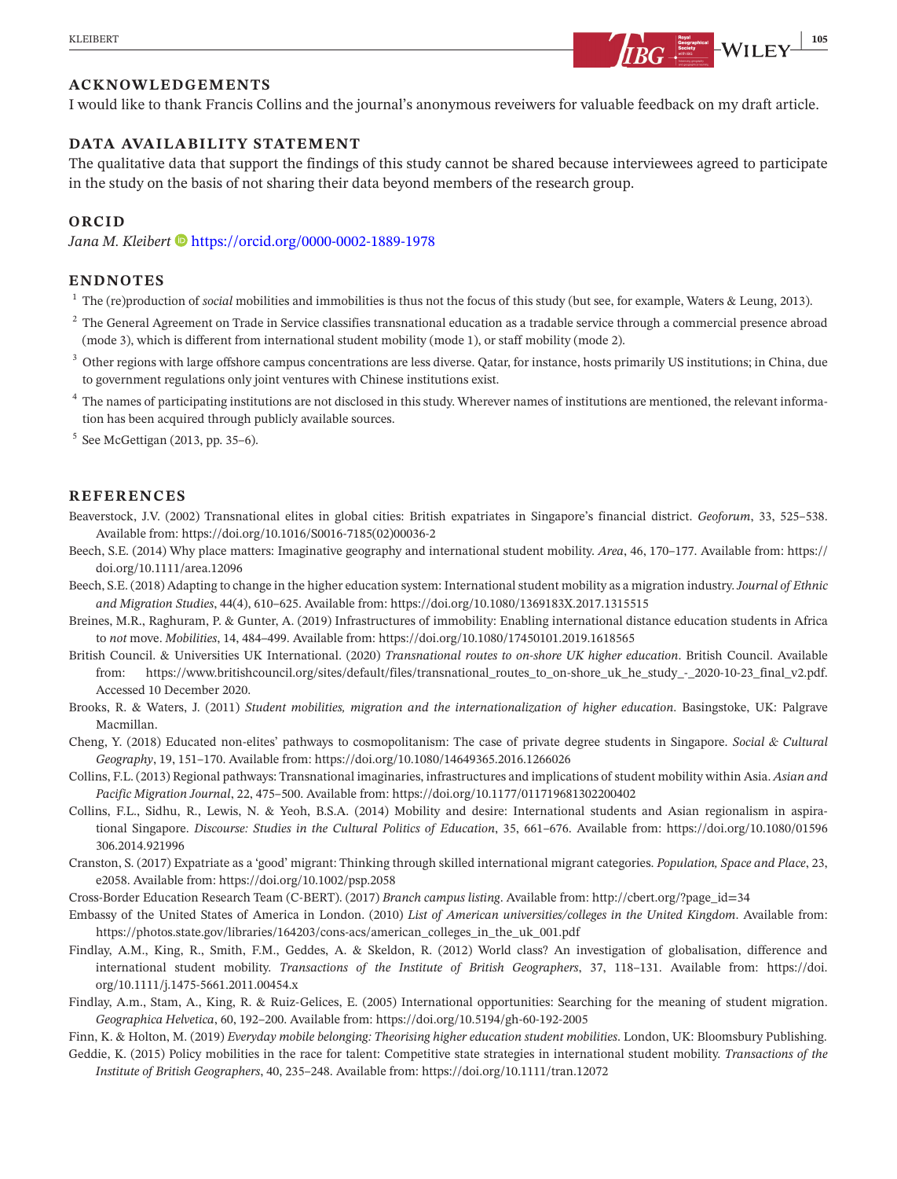## ACKNOWLEDGEMENTS

I would like to thank Francis Collins and the journal's anonymous reveiwers for valuable feedback on my draft article.

## DATA AVAILABILITY STATEMENT

The qualitative data that support the findings of this study cannot be shared because interviewees agreed to participate in the study on the basis of not sharing their data beyond members of the research group.

## ORCID

*Jana M. Kleibert* https://orcid.org/0000-0002-1889-1978

## ENDNOTES

[1] The (re)production of *social* mobilities and immobilities is thus not the focus of this study (but see, for example, Waters & Leung, 2013).

[2] The General Agreement on Trade in Service classifies transnational education as a tradable service through a commercial presence abroad (mode 3), which is different from international student mobility (mode 1), or staff mobility (mode 2).

[3] Other regions with large offshore campus concentrations are less diverse. Qatar, for instance, hosts primarily US institutions; in China, due to government regulations only joint ventures with Chinese institutions exist.

[4] The names of participating institutions are not disclosed in this study. Wherever names of institutions are mentioned, the relevant information has been acquired through publicly available sources.

[5] See McGettigan (2013, pp. 35–6).

## REFERENCES

Beaverstock, J.V. (2002) Transnational elites in global cities: British expatriates in Singapore's financial district. *Geoforum*, 33, 525–538. Available from: https://doi.org/10.1016/S0016-7185(02)00036-2

Beech, S.E. (2014) Why place matters: Imaginative geography and international student mobility. *Area*, 46, 170–177. Available from: https://doi.org/10.1111/area.12096

Beech, S.E. (2018) Adapting to change in the higher education system: International student mobility as a migration industry. *Journal of Ethnic and Migration Studies*, 44(4), 610–625. Available from: https://doi.org/10.1080/1369183X.2017.1315515

Breines, M.R., Raghuram, P. & Gunter, A. (2019) Infrastructures of immobility: Enabling international distance education students in Africa to *not* move. *Mobilities*, 14, 484–499. Available from: https://doi.org/10.1080/17450101.2019.1618565

British Council. & Universities UK International. (2020) *Transnational routes to on-shore UK higher education*. British Council. Available from: https://www.britishcouncil.org/sites/default/files/transnational_routes_to_on-shore_uk_he_study_-_2020-10-23_final_v2.pdf. Accessed 10 December 2020.

Brooks, R. & Waters, J. (2011) *Student mobilities, migration and the internationalization of higher education*. Basingstoke, UK: Palgrave Macmillan.

Cheng, Y. (2018) Educated non-elites' pathways to cosmopolitanism: The case of private degree students in Singapore. *Social & Cultural Geography*, 19, 151–170. Available from: https://doi.org/10.1080/14649365.2016.1266026

Collins, F.L. (2013) Regional pathways: Transnational imaginaries, infrastructures and implications of student mobility within Asia. *Asian and Pacific Migration Journal*, 22, 475–500. Available from: https://doi.org/10.1177/011719681302200402

Collins, F.L., Sidhu, R., Lewis, N. & Yeoh, B.S.A. (2014) Mobility and desire: International students and Asian regionalism in aspirational Singapore. *Discourse: Studies in the Cultural Politics of Education*, 35, 661–676. Available from: https://doi.org/10.1080/01596306.2014.921996

Cranston, S. (2017) Expatriate as a 'good' migrant: Thinking through skilled international migrant categories. *Population, Space and Place*, 23, e2058. Available from: https://doi.org/10.1002/psp.2058

Cross-Border Education Research Team (C-BERT). (2017) *Branch campus listing*. Available from: http://cbert.org/?page_id=34

Embassy of the United States of America in London. (2010) *List of American universities/colleges in the United Kingdom*. Available from: https://photos.state.gov/libraries/164203/cons-acs/american_colleges_in_the_uk_001.pdf

Findlay, A.M., King, R., Smith, F.M., Geddes, A. & Skeldon, R. (2012) World class? An investigation of globalisation, difference and international student mobility. *Transactions of the Institute of British Geographers*, 37, 118–131. Available from: https://doi.org/10.1111/j.1475-5661.2011.00454.x

Findlay, A.m., Stam, A., King, R. & Ruiz-Gelices, E. (2005) International opportunities: Searching for the meaning of student migration. *Geographica Helvetica*, 60, 192–200. Available from: https://doi.org/10.5194/gh-60-192-2005

Finn, K. & Holton, M. (2019) *Everyday mobile belonging: Theorising higher education student mobilities*. London, UK: Bloomsbury Publishing.

Geddie, K. (2015) Policy mobilities in the race for talent: Competitive state strategies in international student mobility. *Transactions of the Institute of British Geographers*, 40, 235–248. Available from: https://doi.org/10.1111/tran.12072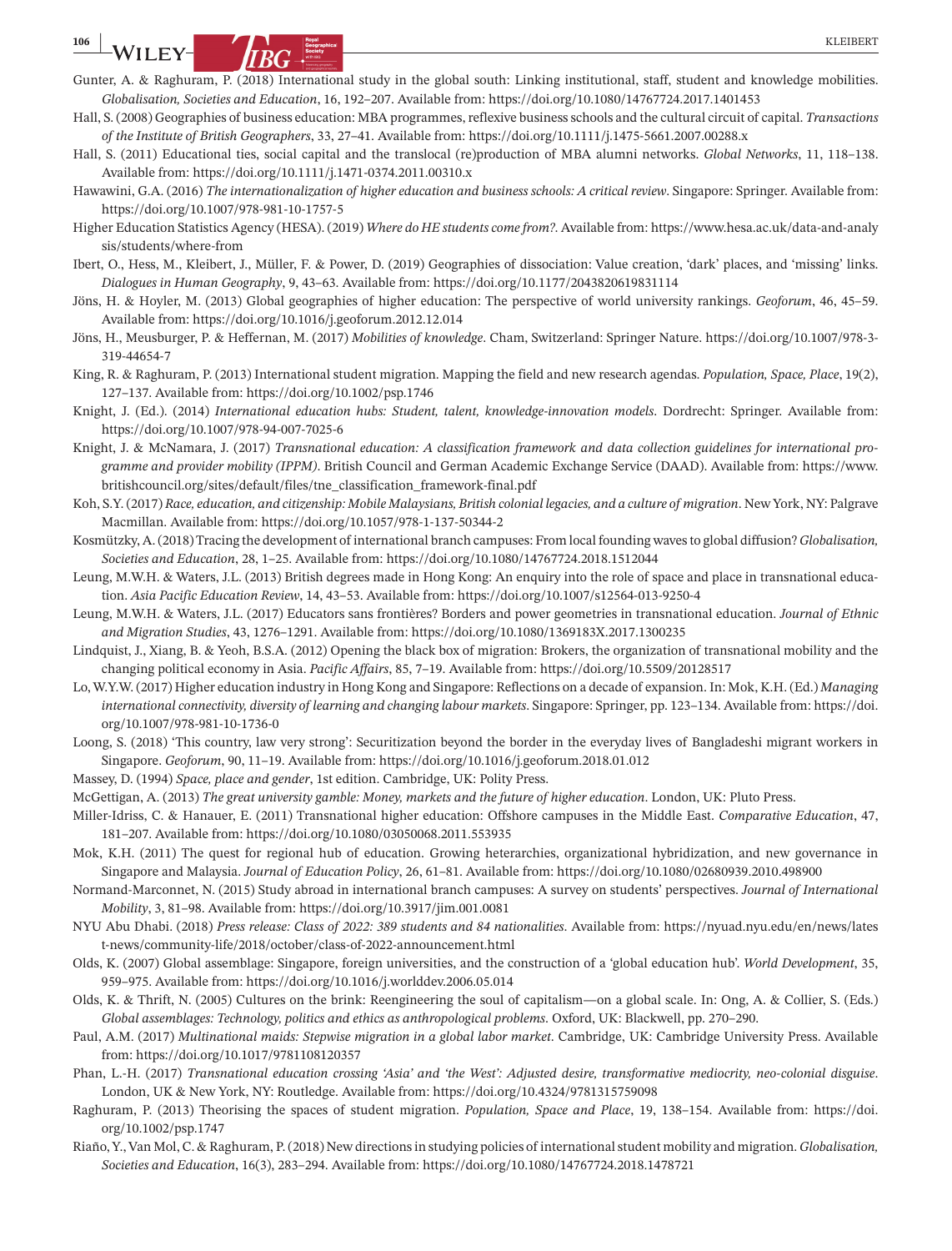Gunter, A. & Raghuram, P. (2018) International study in the global south: Linking institutional, staff, student and knowledge mobilities. *Globalisation, Societies and Education*, 16, 192–207. Available from: https://doi.org/10.1080/14767724.2017.1401453

Hall, S. (2008) Geographies of business education: MBA programmes, reflexive business schools and the cultural circuit of capital. *Transactions of the Institute of British Geographers*, 33, 27–41. Available from: https://doi.org/10.1111/j.1475-5661.2007.00288.x

Hall, S. (2011) Educational ties, social capital and the translocal (re)production of MBA alumni networks. *Global Networks*, 11, 118–138. Available from: https://doi.org/10.1111/j.1471-0374.2011.00310.x

Hawawini, G.A. (2016) *The internationalization of higher education and business schools: A critical review*. Singapore: Springer. Available from: https://doi.org/10.1007/978-981-10-1757-5

Higher Education Statistics Agency (HESA). (2019) *Where do HE students come from?*. Available from: https://www.hesa.ac.uk/data-and-analysis/students/where-from

Ibert, O., Hess, M., Kleibert, J., Müller, F. & Power, D. (2019) Geographies of dissociation: Value creation, 'dark' places, and 'missing' links. *Dialogues in Human Geography*, 9, 43–63. Available from: https://doi.org/10.1177/2043820619831114

Jöns, H. & Hoyler, M. (2013) Global geographies of higher education: The perspective of world university rankings. *Geoforum*, 46, 45–59. Available from: https://doi.org/10.1016/j.geoforum.2012.12.014

Jöns, H., Meusburger, P. & Heffernan, M. (2017) *Mobilities of knowledge*. Cham, Switzerland: Springer Nature. https://doi.org/10.1007/978-3-319-44654-7

King, R. & Raghuram, P. (2013) International student migration. Mapping the field and new research agendas. *Population, Space, Place*, 19(2), 127–137. Available from: https://doi.org/10.1002/psp.1746

Knight, J. (Ed.). (2014) *International education hubs: Student, talent, knowledge-innovation models*. Dordrecht: Springer. Available from: https://doi.org/10.1007/978-94-007-7025-6

Knight, J. & McNamara, J. (2017) *Transnational education: A classification framework and data collection guidelines for international programme and provider mobility (IPPM)*. British Council and German Academic Exchange Service (DAAD). Available from: https://www.britishcouncil.org/sites/default/files/tne_classification_framework-final.pdf

Koh, S.Y. (2017) *Race, education, and citizenship: Mobile Malaysians, British colonial legacies, and a culture of migration*. New York, NY: Palgrave Macmillan. Available from: https://doi.org/10.1057/978-1-137-50344-2

Kosmützky, A. (2018) Tracing the development of international branch campuses: From local founding waves to global diffusion? *Globalisation, Societies and Education*, 28, 1–25. Available from: https://doi.org/10.1080/14767724.2018.1512044

Leung, M.W.H. & Waters, J.L. (2013) British degrees made in Hong Kong: An enquiry into the role of space and place in transnational education. *Asia Pacific Education Review*, 14, 43–53. Available from: https://doi.org/10.1007/s12564-013-9250-4

Leung, M.W.H. & Waters, J.L. (2017) Educators sans frontières? Borders and power geometries in transnational education. *Journal of Ethnic and Migration Studies*, 43, 1276–1291. Available from: https://doi.org/10.1080/1369183X.2017.1300235

Lindquist, J., Xiang, B. & Yeoh, B.S.A. (2012) Opening the black box of migration: Brokers, the organization of transnational mobility and the changing political economy in Asia. *Pacific Affairs*, 85, 7–19. Available from: https://doi.org/10.5509/20128517

Lo, W.Y.W. (2017) Higher education industry in Hong Kong and Singapore: Reflections on a decade of expansion. In: Mok, K.H. (Ed.) *Managing international connectivity, diversity of learning and changing labour markets*. Singapore: Springer, pp. 123–134. Available from: https://doi.org/10.1007/978-981-10-1736-0

Loong, S. (2018) 'This country, law very strong': Securitization beyond the border in the everyday lives of Bangladeshi migrant workers in Singapore. *Geoforum*, 90, 11–19. Available from: https://doi.org/10.1016/j.geoforum.2018.01.012

Massey, D. (1994) *Space, place and gender*, 1st edition. Cambridge, UK: Polity Press.

McGettigan, A. (2013) *The great university gamble: Money, markets and the future of higher education*. London, UK: Pluto Press.

Miller-Idriss, C. & Hanauer, E. (2011) Transnational higher education: Offshore campuses in the Middle East. *Comparative Education*, 47, 181–207. Available from: https://doi.org/10.1080/03050068.2011.553935

Mok, K.H. (2011) The quest for regional hub of education. Growing heterarchies, organizational hybridization, and new governance in Singapore and Malaysia. *Journal of Education Policy*, 26, 61–81. Available from: https://doi.org/10.1080/02680939.2010.498900

Normand-Marconnet, N. (2015) Study abroad in international branch campuses: A survey on students' perspectives. *Journal of International Mobility*, 3, 81–98. Available from: https://doi.org/10.3917/jim.001.0081

NYU Abu Dhabi. (2018) *Press release: Class of 2022: 389 students and 84 nationalities*. Available from: https://nyuad.nyu.edu/en/news/latest-news/community-life/2018/october/class-of-2022-announcement.html

Olds, K. (2007) Global assemblage: Singapore, foreign universities, and the construction of a 'global education hub'. *World Development*, 35, 959–975. Available from: https://doi.org/10.1016/j.worlddev.2006.05.014

Olds, K. & Thrift, N. (2005) Cultures on the brink: Reengineering the soul of capitalism—on a global scale. In: Ong, A. & Collier, S. (Eds.) *Global assemblages: Technology, politics and ethics as anthropological problems*. Oxford, UK: Blackwell, pp. 270–290.

Paul, A.M. (2017) *Multinational maids: Stepwise migration in a global labor market*. Cambridge, UK: Cambridge University Press. Available from: https://doi.org/10.1017/9781108120357

Phan, L.-H. (2017) *Transnational education crossing 'Asia' and 'the West': Adjusted desire, transformative mediocrity, neo-colonial disguise*. London, UK & New York, NY: Routledge. Available from: https://doi.org/10.4324/9781315759098

Raghuram, P. (2013) Theorising the spaces of student migration. *Population, Space and Place*, 19, 138–154. Available from: https://doi.org/10.1002/psp.1747

Riaño, Y., Van Mol, C. & Raghuram, P. (2018) New directions in studying policies of international student mobility and migration. *Globalisation, Societies and Education*, 16(3), 283–294. Available from: https://doi.org/10.1080/14767724.2018.1478721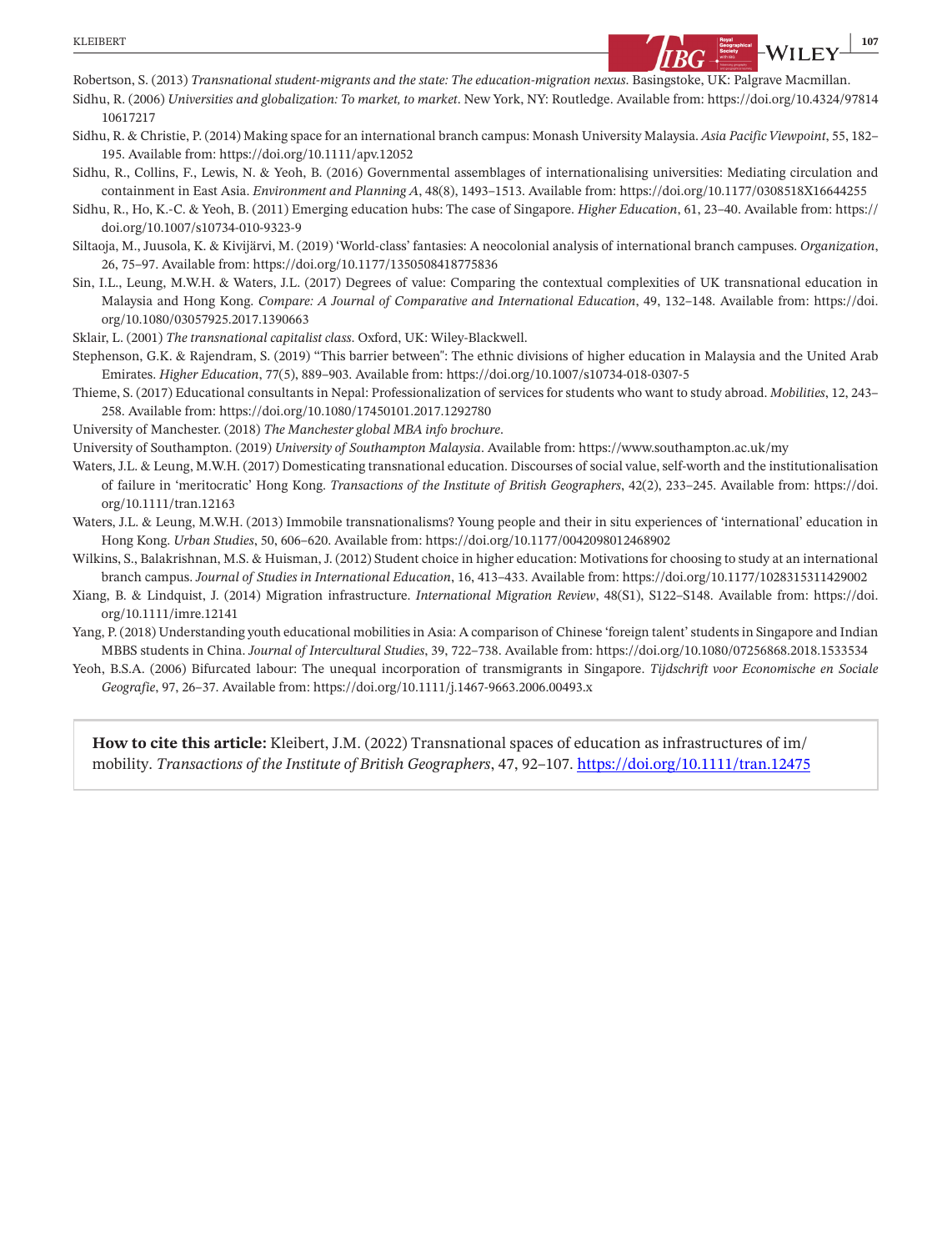Robertson, S. (2013) *Transnational student-migrants and the state: The education-migration nexus*. Basingstoke, UK: Palgrave Macmillan.

Sidhu, R. (2006) *Universities and globalization: To market, to market*. New York, NY: Routledge. Available from: https://doi.org/10.4324/9781410617217

Sidhu, R. & Christie, P. (2014) Making space for an international branch campus: Monash University Malaysia. *Asia Pacific Viewpoint*, 55, 182–195. Available from: https://doi.org/10.1111/apv.12052

Sidhu, R., Collins, F., Lewis, N. & Yeoh, B. (2016) Governmental assemblages of internationalising universities: Mediating circulation and containment in East Asia. *Environment and Planning A*, 48(8), 1493–1513. Available from: https://doi.org/10.1177/0308518X16644255

Sidhu, R., Ho, K.-C. & Yeoh, B. (2011) Emerging education hubs: The case of Singapore. *Higher Education*, 61, 23–40. Available from: https://doi.org/10.1007/s10734-010-9323-9

Siltaoja, M., Juusola, K. & Kivijärvi, M. (2019) 'World-class' fantasies: A neocolonial analysis of international branch campuses. *Organization*, 26, 75–97. Available from: https://doi.org/10.1177/1350508418775836

Sin, I.L., Leung, M.W.H. & Waters, J.L. (2017) Degrees of value: Comparing the contextual complexities of UK transnational education in Malaysia and Hong Kong. *Compare: A Journal of Comparative and International Education*, 49, 132–148. Available from: https://doi.org/10.1080/03057925.2017.1390663

Sklair, L. (2001) *The transnational capitalist class*. Oxford, UK: Wiley-Blackwell.

Stephenson, G.K. & Rajendram, S. (2019) "This barrier between": The ethnic divisions of higher education in Malaysia and the United Arab Emirates. *Higher Education*, 77(5), 889–903. Available from: https://doi.org/10.1007/s10734-018-0307-5

Thieme, S. (2017) Educational consultants in Nepal: Professionalization of services for students who want to study abroad. *Mobilities*, 12, 243–258. Available from: https://doi.org/10.1080/17450101.2017.1292780

University of Manchester. (2018) *The Manchester global MBA info brochure*.

University of Southampton. (2019) *University of Southampton Malaysia*. Available from: https://www.southampton.ac.uk/my

Waters, J.L. & Leung, M.W.H. (2017) Domesticating transnational education. Discourses of social value, self-worth and the institutionalisation of failure in 'meritocratic' Hong Kong. *Transactions of the Institute of British Geographers*, 42(2), 233–245. Available from: https://doi.org/10.1111/tran.12163

Waters, J.L. & Leung, M.W.H. (2013) Immobile transnationalisms? Young people and their in situ experiences of 'international' education in Hong Kong. *Urban Studies*, 50, 606–620. Available from: https://doi.org/10.1177/0042098012468902

Wilkins, S., Balakrishnan, M.S. & Huisman, J. (2012) Student choice in higher education: Motivations for choosing to study at an international branch campus. *Journal of Studies in International Education*, 16, 413–433. Available from: https://doi.org/10.1177/1028315311429002

Xiang, B. & Lindquist, J. (2014) Migration infrastructure. *International Migration Review*, 48(S1), S122–S148. Available from: https://doi.org/10.1111/imre.12141

Yang, P. (2018) Understanding youth educational mobilities in Asia: A comparison of Chinese 'foreign talent' students in Singapore and Indian MBBS students in China. *Journal of Intercultural Studies*, 39, 722–738. Available from: https://doi.org/10.1080/07256868.2018.1533534

Yeoh, B.S.A. (2006) Bifurcated labour: The unequal incorporation of transmigrants in Singapore. *Tijdschrift voor Economische en Sociale Geografie*, 97, 26–37. Available from: https://doi.org/10.1111/j.1467-9663.2006.00493.x

**How to cite this article:** Kleibert, J.M. (2022) Transnational spaces of education as infrastructures of im/mobility. *Transactions of the Institute of British Geographers*, 47, 92–107. https://doi.org/10.1111/tran.12475